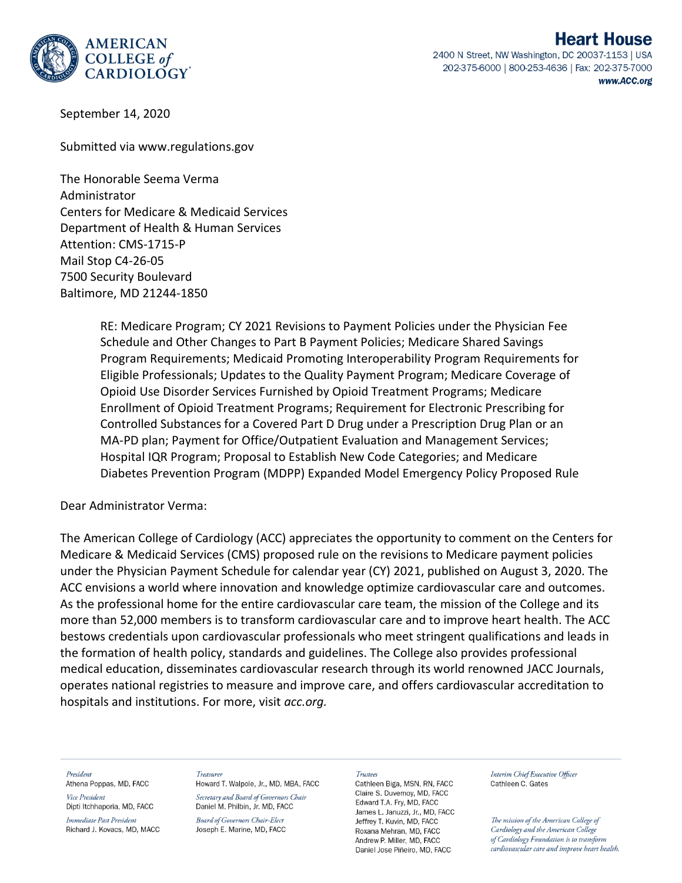**Heart House**
2400 N Street, NW Washington, DC 20037-1153 | USA
202-375-6000 | 800-253-4636 | Fax: 202-375-7000
www.ACC.org

September 14, 2020

Submitted via www.regulations.gov

The Honorable Seema Verma
Administrator
Centers for Medicare & Medicaid Services
Department of Health & Human Services
Attention: CMS-1715-P
Mail Stop C4-26-05
7500 Security Boulevard
Baltimore, MD 21244-1850

> RE: Medicare Program; CY 2021 Revisions to Payment Policies under the Physician Fee Schedule and Other Changes to Part B Payment Policies; Medicare Shared Savings Program Requirements; Medicaid Promoting Interoperability Program Requirements for Eligible Professionals; Updates to the Quality Payment Program; Medicare Coverage of Opioid Use Disorder Services Furnished by Opioid Treatment Programs; Medicare Enrollment of Opioid Treatment Programs; Requirement for Electronic Prescribing for Controlled Substances for a Covered Part D Drug under a Prescription Drug Plan or an MA-PD plan; Payment for Office/Outpatient Evaluation and Management Services; Hospital IQR Program; Proposal to Establish New Code Categories; and Medicare Diabetes Prevention Program (MDPP) Expanded Model Emergency Policy Proposed Rule

Dear Administrator Verma:

The American College of Cardiology (ACC) appreciates the opportunity to comment on the Centers for Medicare & Medicaid Services (CMS) proposed rule on the revisions to Medicare payment policies under the Physician Payment Schedule for calendar year (CY) 2021, published on August 3, 2020. The ACC envisions a world where innovation and knowledge optimize cardiovascular care and outcomes. As the professional home for the entire cardiovascular care team, the mission of the College and its more than 52,000 members is to transform cardiovascular care and to improve heart health. The ACC bestows credentials upon cardiovascular professionals who meet stringent qualifications and leads in the formation of health policy, standards and guidelines. The College also provides professional medical education, disseminates cardiovascular research through its world renowned JACC Journals, operates national registries to measure and improve care, and offers cardiovascular accreditation to hospitals and institutions. For more, visit *acc.org.*

*President*
Athena Poppas, MD, FACC

*Vice President*
Dipti Itchhaporia, MD, FACC

*Immediate Past President*
Richard J. Kovacs, MD, MACC

*Treasurer*
Howard T. Walpole, Jr., MD, MBA, FACC

*Secretary and Board of Governors Chair*
Daniel M. Philbin, Jr. MD, FACC

*Board of Governors Chair-Elect*
Joseph E. Marine, MD, FACC

*Trustees*
Cathleen Biga, MSN, RN, FACC
Claire S. Duvernoy, MD, FACC
Edward T.A. Fry, MD, FACC
James L. Januzzi, Jr., MD, FACC
Jeffrey T. Kuvin, MD, FACC
Roxana Mehran, MD, FACC
Andrew P. Miller, MD, FACC
Daniel Jose Piñeiro, MD, FACC

*Interim Chief Executive Officer*
Cathleen C. Gates

*The mission of the American College of Cardiology and the American College of Cardiology Foundation is to transform cardiovascular care and improve heart health.*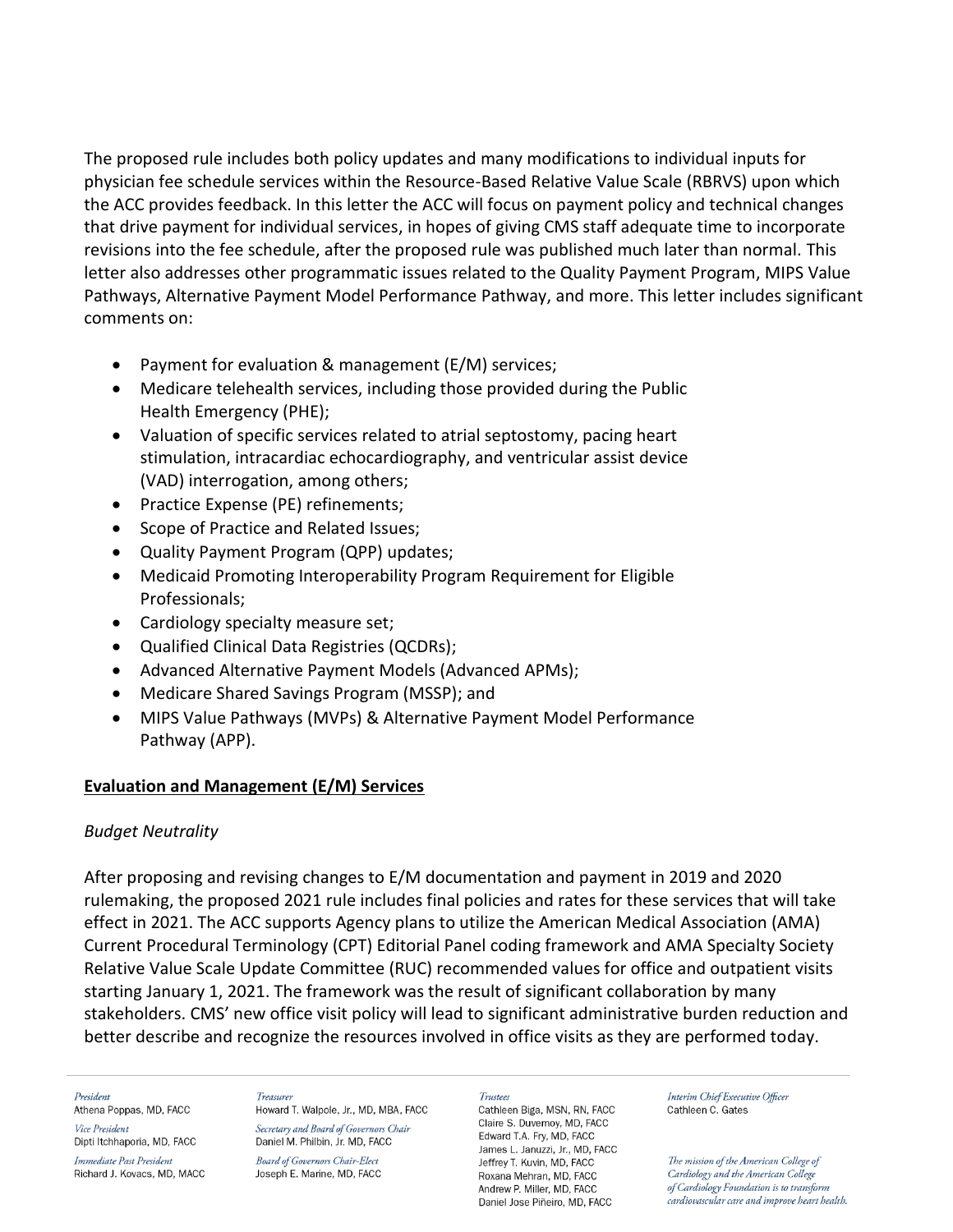The proposed rule includes both policy updates and many modifications to individual inputs for physician fee schedule services within the Resource-Based Relative Value Scale (RBRVS) upon which the ACC provides feedback. In this letter the ACC will focus on payment policy and technical changes that drive payment for individual services, in hopes of giving CMS staff adequate time to incorporate revisions into the fee schedule, after the proposed rule was published much later than normal. This letter also addresses other programmatic issues related to the Quality Payment Program, MIPS Value Pathways, Alternative Payment Model Performance Pathway, and more. This letter includes significant comments on:

- Payment for evaluation & management (E/M) services;
- Medicare telehealth services, including those provided during the Public Health Emergency (PHE);
- Valuation of specific services related to atrial septostomy, pacing heart stimulation, intracardiac echocardiography, and ventricular assist device (VAD) interrogation, among others;
- Practice Expense (PE) refinements;
- Scope of Practice and Related Issues;
- Quality Payment Program (QPP) updates;
- Medicaid Promoting Interoperability Program Requirement for Eligible Professionals;
- Cardiology specialty measure set;
- Qualified Clinical Data Registries (QCDRs);
- Advanced Alternative Payment Models (Advanced APMs);
- Medicare Shared Savings Program (MSSP); and
- MIPS Value Pathways (MVPs) & Alternative Payment Model Performance Pathway (APP).

## Evaluation and Management (E/M) Services

### *Budget Neutrality*

After proposing and revising changes to E/M documentation and payment in 2019 and 2020 rulemaking, the proposed 2021 rule includes final policies and rates for these services that will take effect in 2021. The ACC supports Agency plans to utilize the American Medical Association (AMA) Current Procedural Terminology (CPT) Editorial Panel coding framework and AMA Specialty Society Relative Value Scale Update Committee (RUC) recommended values for office and outpatient visits starting January 1, 2021. The framework was the result of significant collaboration by many stakeholders. CMS' new office visit policy will lead to significant administrative burden reduction and better describe and recognize the resources involved in office visits as they are performed today.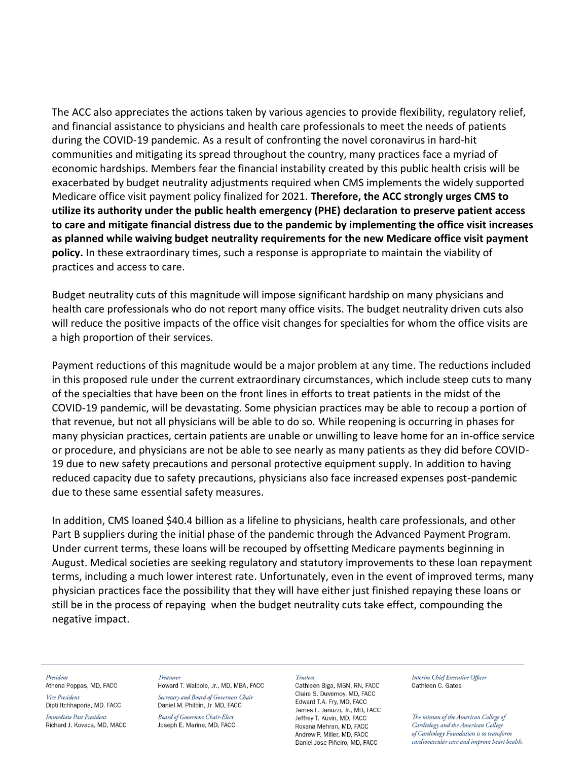The ACC also appreciates the actions taken by various agencies to provide flexibility, regulatory relief, and financial assistance to physicians and health care professionals to meet the needs of patients during the COVID-19 pandemic. As a result of confronting the novel coronavirus in hard-hit communities and mitigating its spread throughout the country, many practices face a myriad of economic hardships. Members fear the financial instability created by this public health crisis will be exacerbated by budget neutrality adjustments required when CMS implements the widely supported Medicare office visit payment policy finalized for 2021. **Therefore, the ACC strongly urges CMS to utilize its authority under the public health emergency (PHE) declaration to preserve patient access to care and mitigate financial distress due to the pandemic by implementing the office visit increases as planned while waiving budget neutrality requirements for the new Medicare office visit payment policy.** In these extraordinary times, such a response is appropriate to maintain the viability of practices and access to care.

Budget neutrality cuts of this magnitude will impose significant hardship on many physicians and health care professionals who do not report many office visits. The budget neutrality driven cuts also will reduce the positive impacts of the office visit changes for specialties for whom the office visits are a high proportion of their services.

Payment reductions of this magnitude would be a major problem at any time. The reductions included in this proposed rule under the current extraordinary circumstances, which include steep cuts to many of the specialties that have been on the front lines in efforts to treat patients in the midst of the COVID-19 pandemic, will be devastating. Some physician practices may be able to recoup a portion of that revenue, but not all physicians will be able to do so. While reopening is occurring in phases for many physician practices, certain patients are unable or unwilling to leave home for an in-office service or procedure, and physicians are not be able to see nearly as many patients as they did before COVID-19 due to new safety precautions and personal protective equipment supply. In addition to having reduced capacity due to safety precautions, physicians also face increased expenses post-pandemic due to these same essential safety measures.

In addition, CMS loaned $40.4 billion as a lifeline to physicians, health care professionals, and other Part B suppliers during the initial phase of the pandemic through the Advanced Payment Program. Under current terms, these loans will be recouped by offsetting Medicare payments beginning in August. Medical societies are seeking regulatory and statutory improvements to these loan repayment terms, including a much lower interest rate. Unfortunately, even in the event of improved terms, many physician practices face the possibility that they will have either just finished repaying these loans or still be in the process of repaying when the budget neutrality cuts take effect, compounding the negative impact.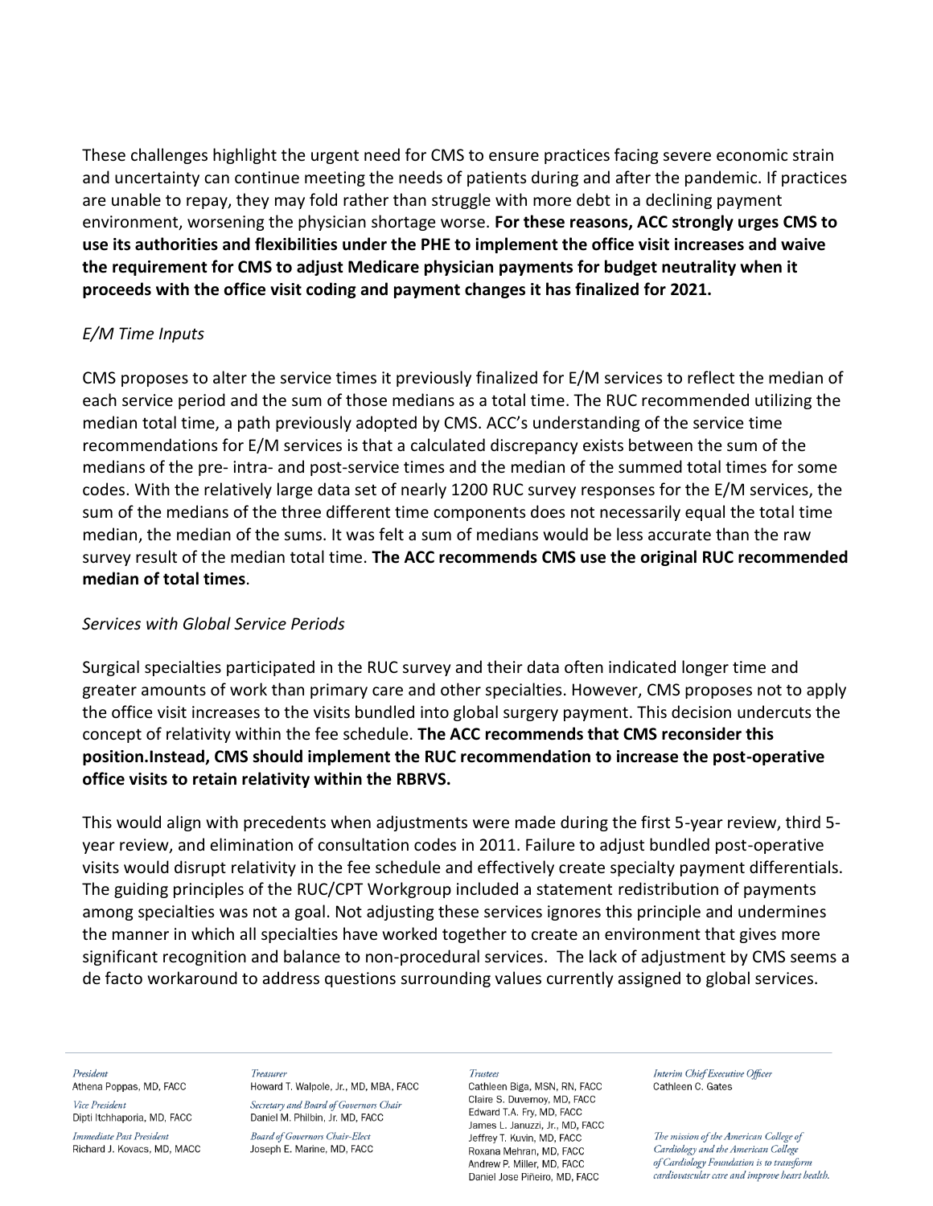These challenges highlight the urgent need for CMS to ensure practices facing severe economic strain and uncertainty can continue meeting the needs of patients during and after the pandemic. If practices are unable to repay, they may fold rather than struggle with more debt in a declining payment environment, worsening the physician shortage worse. **For these reasons, ACC strongly urges CMS to use its authorities and flexibilities under the PHE to implement the office visit increases and waive the requirement for CMS to adjust Medicare physician payments for budget neutrality when it proceeds with the office visit coding and payment changes it has finalized for 2021.**

*E/M Time Inputs*

CMS proposes to alter the service times it previously finalized for E/M services to reflect the median of each service period and the sum of those medians as a total time. The RUC recommended utilizing the median total time, a path previously adopted by CMS. ACC's understanding of the service time recommendations for E/M services is that a calculated discrepancy exists between the sum of the medians of the pre- intra- and post-service times and the median of the summed total times for some codes. With the relatively large data set of nearly 1200 RUC survey responses for the E/M services, the sum of the medians of the three different time components does not necessarily equal the total time median, the median of the sums. It was felt a sum of medians would be less accurate than the raw survey result of the median total time. **The ACC recommends CMS use the original RUC recommended median of total times**.

*Services with Global Service Periods*

Surgical specialties participated in the RUC survey and their data often indicated longer time and greater amounts of work than primary care and other specialties. However, CMS proposes not to apply the office visit increases to the visits bundled into global surgery payment. This decision undercuts the concept of relativity within the fee schedule. **The ACC recommends that CMS reconsider this position.Instead, CMS should implement the RUC recommendation to increase the post-operative office visits to retain relativity within the RBRVS.**

This would align with precedents when adjustments were made during the first 5-year review, third 5-year review, and elimination of consultation codes in 2011. Failure to adjust bundled post-operative visits would disrupt relativity in the fee schedule and effectively create specialty payment differentials. The guiding principles of the RUC/CPT Workgroup included a statement redistribution of payments among specialties was not a goal. Not adjusting these services ignores this principle and undermines the manner in which all specialties have worked together to create an environment that gives more significant recognition and balance to non-procedural services. The lack of adjustment by CMS seems a de facto workaround to address questions surrounding values currently assigned to global services.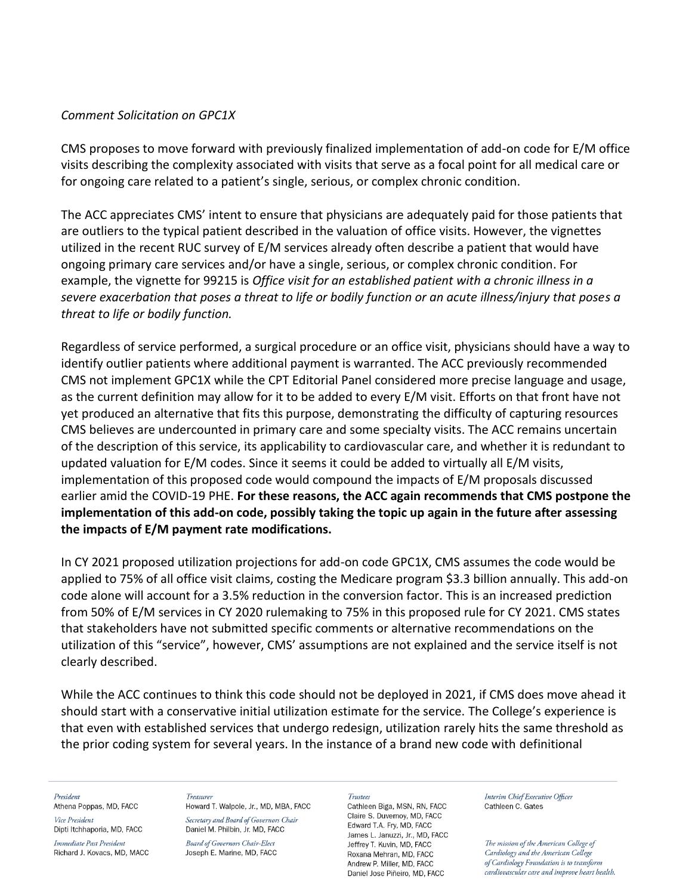*Comment Solicitation on GPC1X*

CMS proposes to move forward with previously finalized implementation of add-on code for E/M office visits describing the complexity associated with visits that serve as a focal point for all medical care or for ongoing care related to a patient's single, serious, or complex chronic condition.

The ACC appreciates CMS' intent to ensure that physicians are adequately paid for those patients that are outliers to the typical patient described in the valuation of office visits. However, the vignettes utilized in the recent RUC survey of E/M services already often describe a patient that would have ongoing primary care services and/or have a single, serious, or complex chronic condition. For example, the vignette for 99215 is *Office visit for an established patient with a chronic illness in a severe exacerbation that poses a threat to life or bodily function or an acute illness/injury that poses a threat to life or bodily function.*

Regardless of service performed, a surgical procedure or an office visit, physicians should have a way to identify outlier patients where additional payment is warranted. The ACC previously recommended CMS not implement GPC1X while the CPT Editorial Panel considered more precise language and usage, as the current definition may allow for it to be added to every E/M visit. Efforts on that front have not yet produced an alternative that fits this purpose, demonstrating the difficulty of capturing resources CMS believes are undercounted in primary care and some specialty visits. The ACC remains uncertain of the description of this service, its applicability to cardiovascular care, and whether it is redundant to updated valuation for E/M codes. Since it seems it could be added to virtually all E/M visits, implementation of this proposed code would compound the impacts of E/M proposals discussed earlier amid the COVID-19 PHE. **For these reasons, the ACC again recommends that CMS postpone the implementation of this add-on code, possibly taking the topic up again in the future after assessing the impacts of E/M payment rate modifications.**

In CY 2021 proposed utilization projections for add-on code GPC1X, CMS assumes the code would be applied to 75% of all office visit claims, costing the Medicare program $3.3 billion annually. This add-on code alone will account for a 3.5% reduction in the conversion factor. This is an increased prediction from 50% of E/M services in CY 2020 rulemaking to 75% in this proposed rule for CY 2021. CMS states that stakeholders have not submitted specific comments or alternative recommendations on the utilization of this "service", however, CMS' assumptions are not explained and the service itself is not clearly described.

While the ACC continues to think this code should not be deployed in 2021, if CMS does move ahead it should start with a conservative initial utilization estimate for the service. The College's experience is that even with established services that undergo redesign, utilization rarely hits the same threshold as the prior coding system for several years. In the instance of a brand new code with definitional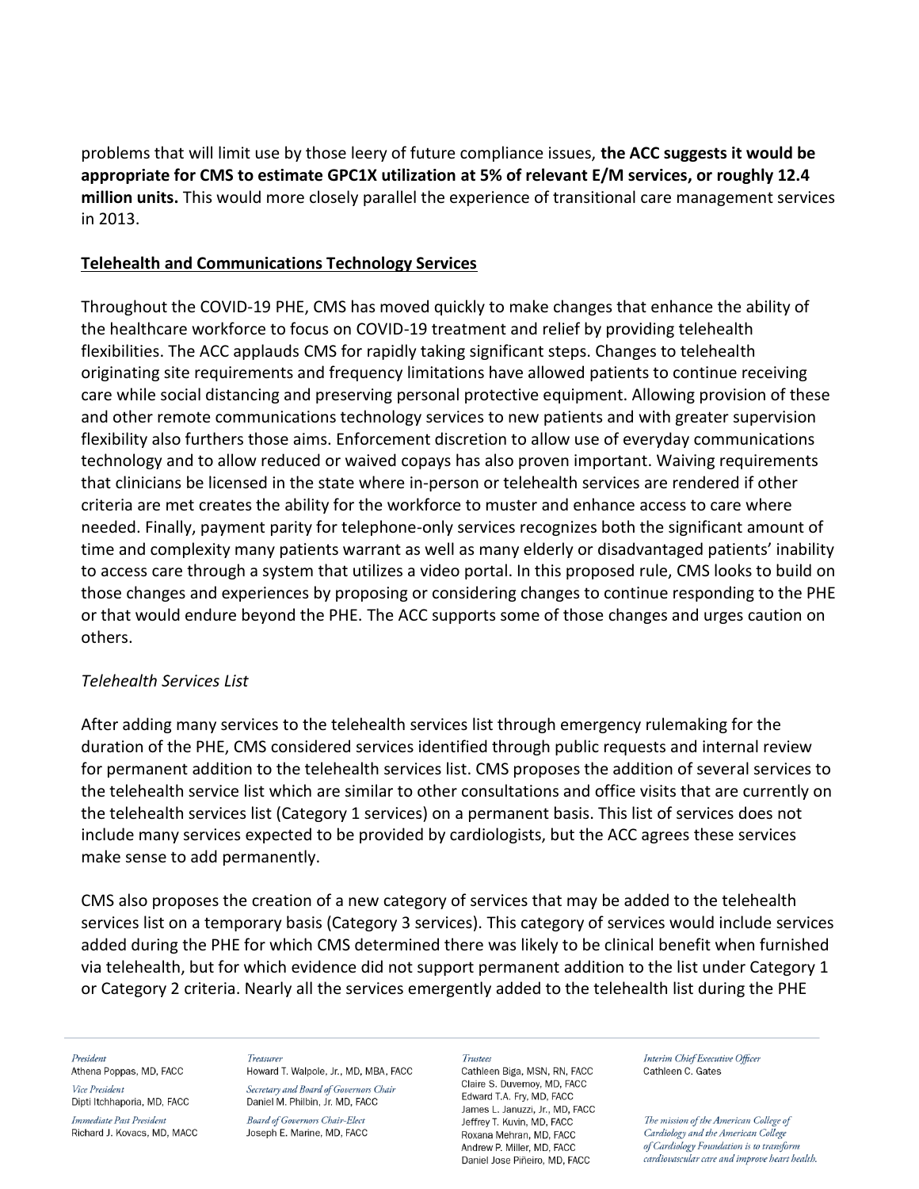problems that will limit use by those leery of future compliance issues, **the ACC suggests it would be appropriate for CMS to estimate GPC1X utilization at 5% of relevant E/M services, or roughly 12.4 million units.** This would more closely parallel the experience of transitional care management services in 2013.

**Telehealth and Communications Technology Services**

Throughout the COVID-19 PHE, CMS has moved quickly to make changes that enhance the ability of the healthcare workforce to focus on COVID-19 treatment and relief by providing telehealth flexibilities. The ACC applauds CMS for rapidly taking significant steps. Changes to telehealth originating site requirements and frequency limitations have allowed patients to continue receiving care while social distancing and preserving personal protective equipment. Allowing provision of these and other remote communications technology services to new patients and with greater supervision flexibility also furthers those aims. Enforcement discretion to allow use of everyday communications technology and to allow reduced or waived copays has also proven important. Waiving requirements that clinicians be licensed in the state where in-person or telehealth services are rendered if other criteria are met creates the ability for the workforce to muster and enhance access to care where needed. Finally, payment parity for telephone-only services recognizes both the significant amount of time and complexity many patients warrant as well as many elderly or disadvantaged patients' inability to access care through a system that utilizes a video portal. In this proposed rule, CMS looks to build on those changes and experiences by proposing or considering changes to continue responding to the PHE or that would endure beyond the PHE. The ACC supports some of those changes and urges caution on others.

*Telehealth Services List*

After adding many services to the telehealth services list through emergency rulemaking for the duration of the PHE, CMS considered services identified through public requests and internal review for permanent addition to the telehealth services list. CMS proposes the addition of several services to the telehealth service list which are similar to other consultations and office visits that are currently on the telehealth services list (Category 1 services) on a permanent basis. This list of services does not include many services expected to be provided by cardiologists, but the ACC agrees these services make sense to add permanently.

CMS also proposes the creation of a new category of services that may be added to the telehealth services list on a temporary basis (Category 3 services). This category of services would include services added during the PHE for which CMS determined there was likely to be clinical benefit when furnished via telehealth, but for which evidence did not support permanent addition to the list under Category 1 or Category 2 criteria. Nearly all the services emergently added to the telehealth list during the PHE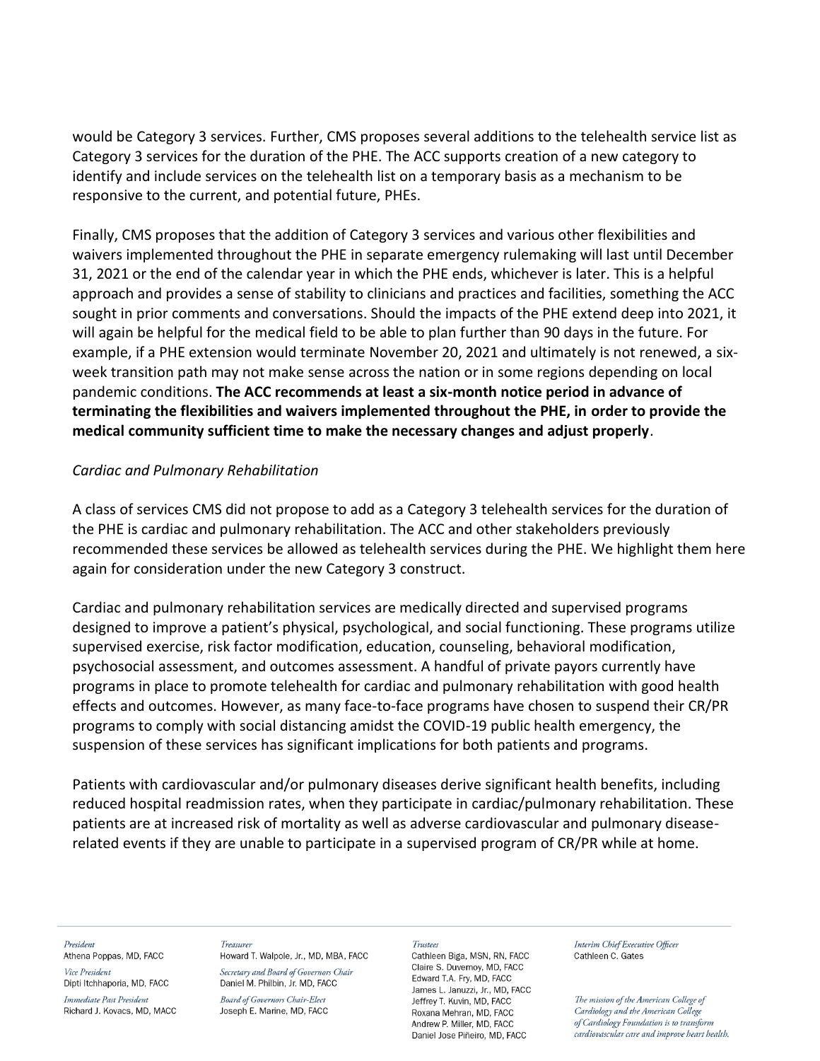would be Category 3 services. Further, CMS proposes several additions to the telehealth service list as Category 3 services for the duration of the PHE. The ACC supports creation of a new category to identify and include services on the telehealth list on a temporary basis as a mechanism to be responsive to the current, and potential future, PHEs.

Finally, CMS proposes that the addition of Category 3 services and various other flexibilities and waivers implemented throughout the PHE in separate emergency rulemaking will last until December 31, 2021 or the end of the calendar year in which the PHE ends, whichever is later. This is a helpful approach and provides a sense of stability to clinicians and practices and facilities, something the ACC sought in prior comments and conversations. Should the impacts of the PHE extend deep into 2021, it will again be helpful for the medical field to be able to plan further than 90 days in the future. For example, if a PHE extension would terminate November 20, 2021 and ultimately is not renewed, a six-week transition path may not make sense across the nation or in some regions depending on local pandemic conditions. **The ACC recommends at least a six-month notice period in advance of terminating the flexibilities and waivers implemented throughout the PHE, in order to provide the medical community sufficient time to make the necessary changes and adjust properly**.

*Cardiac and Pulmonary Rehabilitation*

A class of services CMS did not propose to add as a Category 3 telehealth services for the duration of the PHE is cardiac and pulmonary rehabilitation. The ACC and other stakeholders previously recommended these services be allowed as telehealth services during the PHE. We highlight them here again for consideration under the new Category 3 construct.

Cardiac and pulmonary rehabilitation services are medically directed and supervised programs designed to improve a patient's physical, psychological, and social functioning. These programs utilize supervised exercise, risk factor modification, education, counseling, behavioral modification, psychosocial assessment, and outcomes assessment. A handful of private payors currently have programs in place to promote telehealth for cardiac and pulmonary rehabilitation with good health effects and outcomes. However, as many face-to-face programs have chosen to suspend their CR/PR programs to comply with social distancing amidst the COVID-19 public health emergency, the suspension of these services has significant implications for both patients and programs.

Patients with cardiovascular and/or pulmonary diseases derive significant health benefits, including reduced hospital readmission rates, when they participate in cardiac/pulmonary rehabilitation. These patients are at increased risk of mortality as well as adverse cardiovascular and pulmonary disease-related events if they are unable to participate in a supervised program of CR/PR while at home.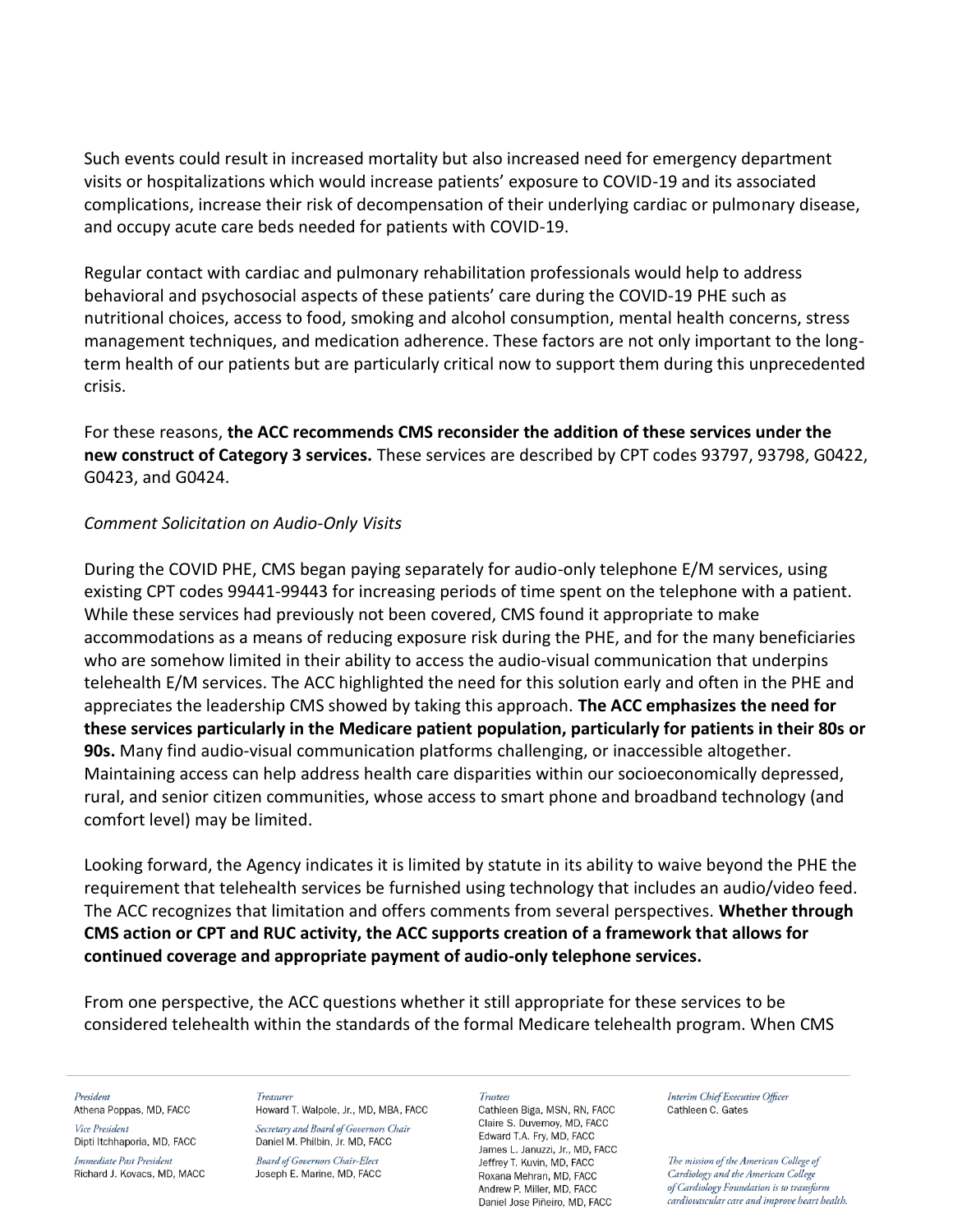Such events could result in increased mortality but also increased need for emergency department visits or hospitalizations which would increase patients' exposure to COVID-19 and its associated complications, increase their risk of decompensation of their underlying cardiac or pulmonary disease, and occupy acute care beds needed for patients with COVID-19.

Regular contact with cardiac and pulmonary rehabilitation professionals would help to address behavioral and psychosocial aspects of these patients' care during the COVID-19 PHE such as nutritional choices, access to food, smoking and alcohol consumption, mental health concerns, stress management techniques, and medication adherence. These factors are not only important to the long-term health of our patients but are particularly critical now to support them during this unprecedented crisis.

For these reasons, **the ACC recommends CMS reconsider the addition of these services under the new construct of Category 3 services.** These services are described by CPT codes 93797, 93798, G0422, G0423, and G0424.

*Comment Solicitation on Audio-Only Visits*

During the COVID PHE, CMS began paying separately for audio-only telephone E/M services, using existing CPT codes 99441-99443 for increasing periods of time spent on the telephone with a patient. While these services had previously not been covered, CMS found it appropriate to make accommodations as a means of reducing exposure risk during the PHE, and for the many beneficiaries who are somehow limited in their ability to access the audio-visual communication that underpins telehealth E/M services. The ACC highlighted the need for this solution early and often in the PHE and appreciates the leadership CMS showed by taking this approach. **The ACC emphasizes the need for these services particularly in the Medicare patient population, particularly for patients in their 80s or 90s.** Many find audio-visual communication platforms challenging, or inaccessible altogether. Maintaining access can help address health care disparities within our socioeconomically depressed, rural, and senior citizen communities, whose access to smart phone and broadband technology (and comfort level) may be limited.

Looking forward, the Agency indicates it is limited by statute in its ability to waive beyond the PHE the requirement that telehealth services be furnished using technology that includes an audio/video feed. The ACC recognizes that limitation and offers comments from several perspectives. **Whether through CMS action or CPT and RUC activity, the ACC supports creation of a framework that allows for continued coverage and appropriate payment of audio-only telephone services.**

From one perspective, the ACC questions whether it still appropriate for these services to be considered telehealth within the standards of the formal Medicare telehealth program. When CMS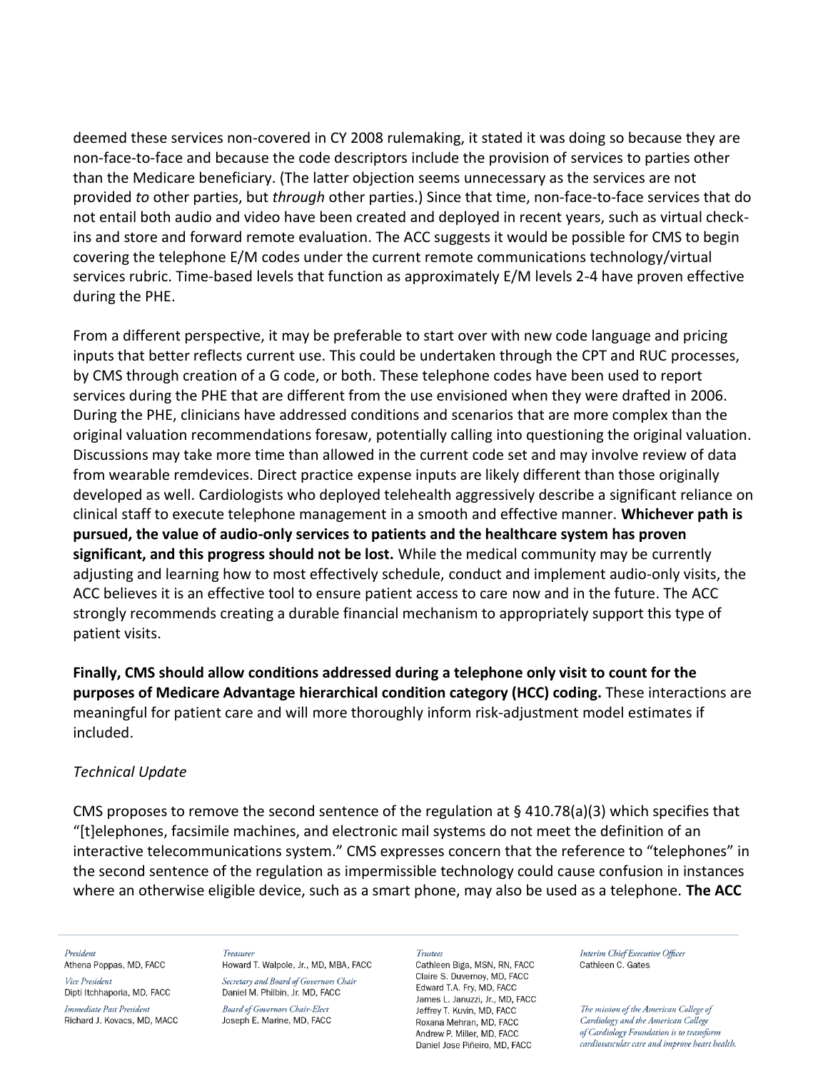deemed these services non-covered in CY 2008 rulemaking, it stated it was doing so because they are non-face-to-face and because the code descriptors include the provision of services to parties other than the Medicare beneficiary. (The latter objection seems unnecessary as the services are not provided *to* other parties, but *through* other parties.) Since that time, non-face-to-face services that do not entail both audio and video have been created and deployed in recent years, such as virtual check-ins and store and forward remote evaluation. The ACC suggests it would be possible for CMS to begin covering the telephone E/M codes under the current remote communications technology/virtual services rubric. Time-based levels that function as approximately E/M levels 2-4 have proven effective during the PHE.

From a different perspective, it may be preferable to start over with new code language and pricing inputs that better reflects current use. This could be undertaken through the CPT and RUC processes, by CMS through creation of a G code, or both. These telephone codes have been used to report services during the PHE that are different from the use envisioned when they were drafted in 2006. During the PHE, clinicians have addressed conditions and scenarios that are more complex than the original valuation recommendations foresaw, potentially calling into questioning the original valuation. Discussions may take more time than allowed in the current code set and may involve review of data from wearable remdevices. Direct practice expense inputs are likely different than those originally developed as well. Cardiologists who deployed telehealth aggressively describe a significant reliance on clinical staff to execute telephone management in a smooth and effective manner. **Whichever path is pursued, the value of audio-only services to patients and the healthcare system has proven significant, and this progress should not be lost.** While the medical community may be currently adjusting and learning how to most effectively schedule, conduct and implement audio-only visits, the ACC believes it is an effective tool to ensure patient access to care now and in the future. The ACC strongly recommends creating a durable financial mechanism to appropriately support this type of patient visits.

**Finally, CMS should allow conditions addressed during a telephone only visit to count for the purposes of Medicare Advantage hierarchical condition category (HCC) coding.** These interactions are meaningful for patient care and will more thoroughly inform risk-adjustment model estimates if included.

*Technical Update*

CMS proposes to remove the second sentence of the regulation at § 410.78(a)(3) which specifies that "[t]elephones, facsimile machines, and electronic mail systems do not meet the definition of an interactive telecommunications system." CMS expresses concern that the reference to "telephones" in the second sentence of the regulation as impermissible technology could cause confusion in instances where an otherwise eligible device, such as a smart phone, may also be used as a telephone. **The ACC**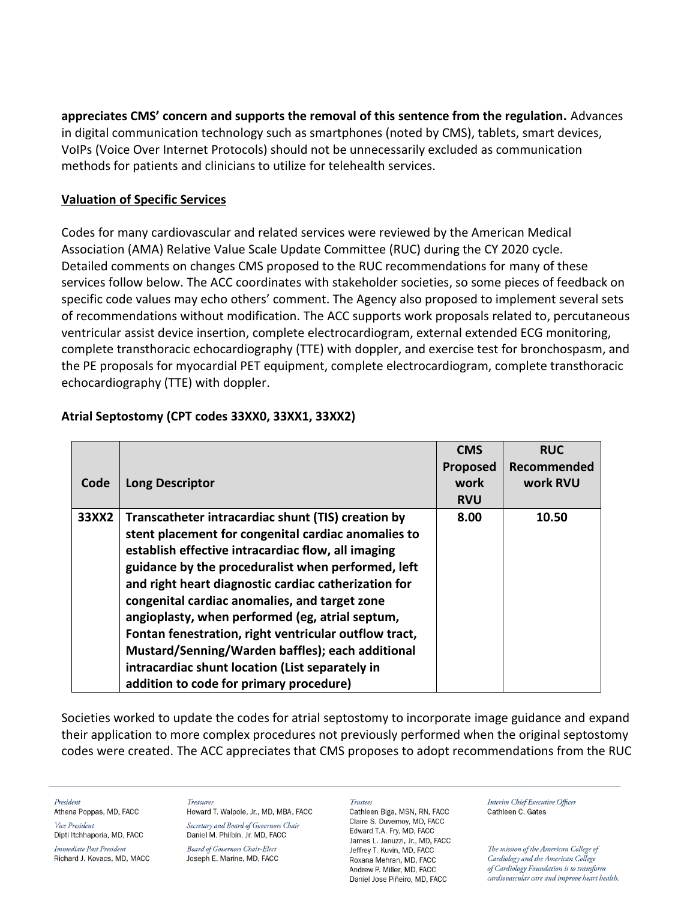**appreciates CMS' concern and supports the removal of this sentence from the regulation.** Advances in digital communication technology such as smartphones (noted by CMS), tablets, smart devices, VoIPs (Voice Over Internet Protocols) should not be unnecessarily excluded as communication methods for patients and clinicians to utilize for telehealth services.

__Valuation of Specific Services__

Codes for many cardiovascular and related services were reviewed by the American Medical Association (AMA) Relative Value Scale Update Committee (RUC) during the CY 2020 cycle. Detailed comments on changes CMS proposed to the RUC recommendations for many of these services follow below. The ACC coordinates with stakeholder societies, so some pieces of feedback on specific code values may echo others' comment. The Agency also proposed to implement several sets of recommendations without modification. The ACC supports work proposals related to, percutaneous ventricular assist device insertion, complete electrocardiogram, external extended ECG monitoring, complete transthoracic echocardiography (TTE) with doppler, and exercise test for bronchospasm, and the PE proposals for myocardial PET equipment, complete electrocardiogram, complete transthoracic echocardiography (TTE) with doppler.

**Atrial Septostomy (CPT codes 33XX0, 33XX1, 33XX2)**

| Code | Long Descriptor | CMS Proposed work RVU | RUC Recommended work RVU |
|---|---|---|---|
| **33XX2** | **Transcatheter intracardiac shunt (TIS) creation by stent placement for congenital cardiac anomalies to establish effective intracardiac flow, all imaging guidance by the proceduralist when performed, left and right heart diagnostic cardiac catherization for congenital cardiac anomalies, and target zone angioplasty, when performed (eg, atrial septum, Fontan fenestration, right ventricular outflow tract, Mustard/Senning/Warden baffles); each additional intracardiac shunt location (List separately in addition to code for primary procedure)** | **8.00** | **10.50** |

Societies worked to update the codes for atrial septostomy to incorporate image guidance and expand their application to more complex procedures not previously performed when the original septostomy codes were created. The ACC appreciates that CMS proposes to adopt recommendations from the RUC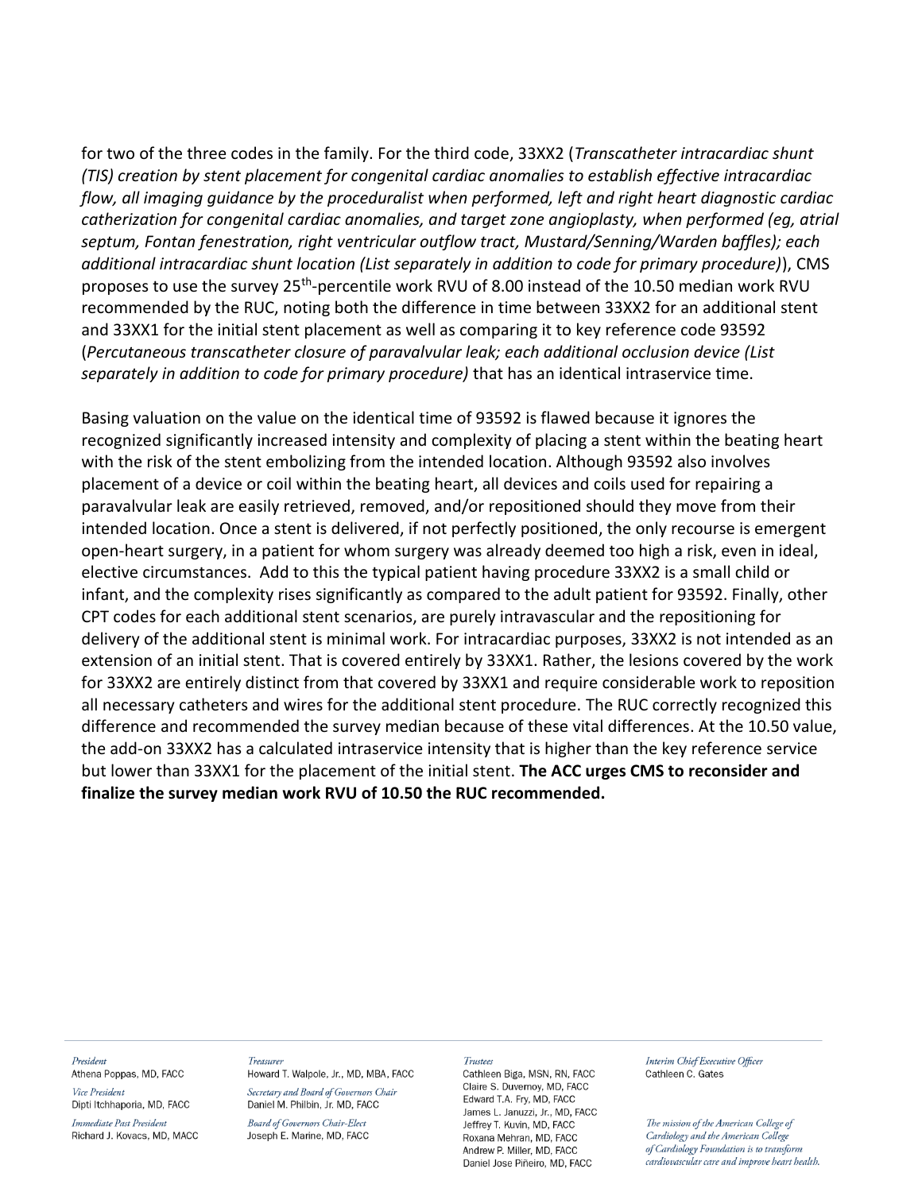for two of the three codes in the family. For the third code, 33XX2 (*Transcatheter intracardiac shunt (TIS) creation by stent placement for congenital cardiac anomalies to establish effective intracardiac flow, all imaging guidance by the proceduralist when performed, left and right heart diagnostic cardiac catherization for congenital cardiac anomalies, and target zone angioplasty, when performed (eg, atrial septum, Fontan fenestration, right ventricular outflow tract, Mustard/Senning/Warden baffles); each additional intracardiac shunt location (List separately in addition to code for primary procedure)*), CMS proposes to use the survey 25th-percentile work RVU of 8.00 instead of the 10.50 median work RVU recommended by the RUC, noting both the difference in time between 33XX2 for an additional stent and 33XX1 for the initial stent placement as well as comparing it to key reference code 93592 (*Percutaneous transcatheter closure of paravalvular leak; each additional occlusion device (List separately in addition to code for primary procedure)* that has an identical intraservice time.

Basing valuation on the value on the identical time of 93592 is flawed because it ignores the recognized significantly increased intensity and complexity of placing a stent within the beating heart with the risk of the stent embolizing from the intended location. Although 93592 also involves placement of a device or coil within the beating heart, all devices and coils used for repairing a paravalvular leak are easily retrieved, removed, and/or repositioned should they move from their intended location. Once a stent is delivered, if not perfectly positioned, the only recourse is emergent open-heart surgery, in a patient for whom surgery was already deemed too high a risk, even in ideal, elective circumstances. Add to this the typical patient having procedure 33XX2 is a small child or infant, and the complexity rises significantly as compared to the adult patient for 93592. Finally, other CPT codes for each additional stent scenarios, are purely intravascular and the repositioning for delivery of the additional stent is minimal work. For intracardiac purposes, 33XX2 is not intended as an extension of an initial stent. That is covered entirely by 33XX1. Rather, the lesions covered by the work for 33XX2 are entirely distinct from that covered by 33XX1 and require considerable work to reposition all necessary catheters and wires for the additional stent procedure. The RUC correctly recognized this difference and recommended the survey median because of these vital differences. At the 10.50 value, the add-on 33XX2 has a calculated intraservice intensity that is higher than the key reference service but lower than 33XX1 for the placement of the initial stent. **The ACC urges CMS to reconsider and finalize the survey median work RVU of 10.50 the RUC recommended.**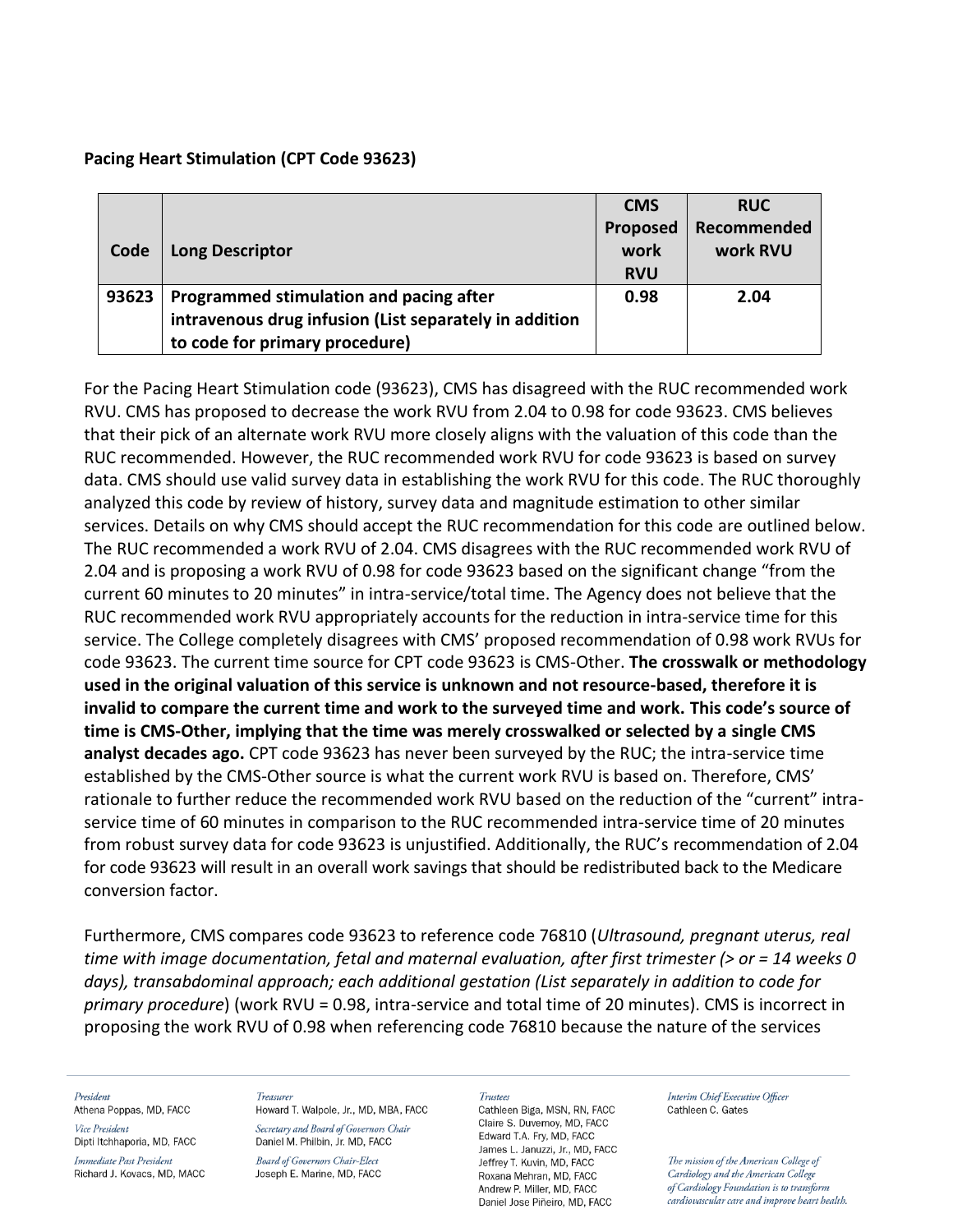**Pacing Heart Stimulation (CPT Code 93623)**

| Code | Long Descriptor | CMS Proposed work RVU | RUC Recommended work RVU |
|---|---|---|---|
| **93623** | **Programmed stimulation and pacing after intravenous drug infusion (List separately in addition to code for primary procedure)** | **0.98** | **2.04** |

For the Pacing Heart Stimulation code (93623), CMS has disagreed with the RUC recommended work RVU. CMS has proposed to decrease the work RVU from 2.04 to 0.98 for code 93623. CMS believes that their pick of an alternate work RVU more closely aligns with the valuation of this code than the RUC recommended. However, the RUC recommended work RVU for code 93623 is based on survey data. CMS should use valid survey data in establishing the work RVU for this code. The RUC thoroughly analyzed this code by review of history, survey data and magnitude estimation to other similar services. Details on why CMS should accept the RUC recommendation for this code are outlined below. The RUC recommended a work RVU of 2.04. CMS disagrees with the RUC recommended work RVU of 2.04 and is proposing a work RVU of 0.98 for code 93623 based on the significant change "from the current 60 minutes to 20 minutes" in intra-service/total time. The Agency does not believe that the RUC recommended work RVU appropriately accounts for the reduction in intra-service time for this service. The College completely disagrees with CMS' proposed recommendation of 0.98 work RVUs for code 93623. The current time source for CPT code 93623 is CMS-Other. **The crosswalk or methodology used in the original valuation of this service is unknown and not resource-based, therefore it is invalid to compare the current time and work to the surveyed time and work. This code's source of time is CMS-Other, implying that the time was merely crosswalked or selected by a single CMS analyst decades ago.** CPT code 93623 has never been surveyed by the RUC; the intra-service time established by the CMS-Other source is what the current work RVU is based on. Therefore, CMS' rationale to further reduce the recommended work RVU based on the reduction of the "current" intra-service time of 60 minutes in comparison to the RUC recommended intra-service time of 20 minutes from robust survey data for code 93623 is unjustified. Additionally, the RUC's recommendation of 2.04 for code 93623 will result in an overall work savings that should be redistributed back to the Medicare conversion factor.

Furthermore, CMS compares code 93623 to reference code 76810 (*Ultrasound, pregnant uterus, real time with image documentation, fetal and maternal evaluation, after first trimester (> or = 14 weeks 0 days), transabdominal approach; each additional gestation (List separately in addition to code for primary procedure*) (work RVU = 0.98, intra-service and total time of 20 minutes). CMS is incorrect in proposing the work RVU of 0.98 when referencing code 76810 because the nature of the services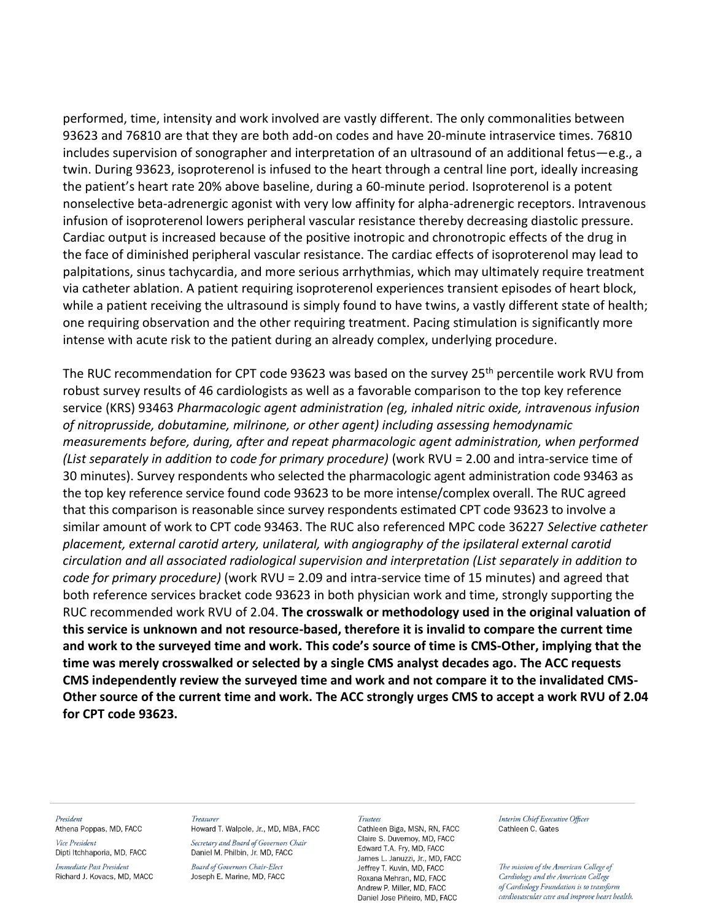performed, time, intensity and work involved are vastly different. The only commonalities between 93623 and 76810 are that they are both add-on codes and have 20-minute intraservice times. 76810 includes supervision of sonographer and interpretation of an ultrasound of an additional fetus—e.g., a twin. During 93623, isoproterenol is infused to the heart through a central line port, ideally increasing the patient's heart rate 20% above baseline, during a 60-minute period. Isoproterenol is a potent nonselective beta-adrenergic agonist with very low affinity for alpha-adrenergic receptors. Intravenous infusion of isoproterenol lowers peripheral vascular resistance thereby decreasing diastolic pressure. Cardiac output is increased because of the positive inotropic and chronotropic effects of the drug in the face of diminished peripheral vascular resistance. The cardiac effects of isoproterenol may lead to palpitations, sinus tachycardia, and more serious arrhythmias, which may ultimately require treatment via catheter ablation. A patient requiring isoproterenol experiences transient episodes of heart block, while a patient receiving the ultrasound is simply found to have twins, a vastly different state of health; one requiring observation and the other requiring treatment. Pacing stimulation is significantly more intense with acute risk to the patient during an already complex, underlying procedure.

The RUC recommendation for CPT code 93623 was based on the survey 25th percentile work RVU from robust survey results of 46 cardiologists as well as a favorable comparison to the top key reference service (KRS) 93463 *Pharmacologic agent administration (eg, inhaled nitric oxide, intravenous infusion of nitroprusside, dobutamine, milrinone, or other agent) including assessing hemodynamic measurements before, during, after and repeat pharmacologic agent administration, when performed (List separately in addition to code for primary procedure)* (work RVU = 2.00 and intra-service time of 30 minutes). Survey respondents who selected the pharmacologic agent administration code 93463 as the top key reference service found code 93623 to be more intense/complex overall. The RUC agreed that this comparison is reasonable since survey respondents estimated CPT code 93623 to involve a similar amount of work to CPT code 93463. The RUC also referenced MPC code 36227 *Selective catheter placement, external carotid artery, unilateral, with angiography of the ipsilateral external carotid circulation and all associated radiological supervision and interpretation (List separately in addition to code for primary procedure)* (work RVU = 2.09 and intra-service time of 15 minutes) and agreed that both reference services bracket code 93623 in both physician work and time, strongly supporting the RUC recommended work RVU of 2.04. **The crosswalk or methodology used in the original valuation of this service is unknown and not resource-based, therefore it is invalid to compare the current time and work to the surveyed time and work. This code's source of time is CMS-Other, implying that the time was merely crosswalked or selected by a single CMS analyst decades ago. The ACC requests CMS independently review the surveyed time and work and not compare it to the invalidated CMS-Other source of the current time and work. The ACC strongly urges CMS to accept a work RVU of 2.04 for CPT code 93623.**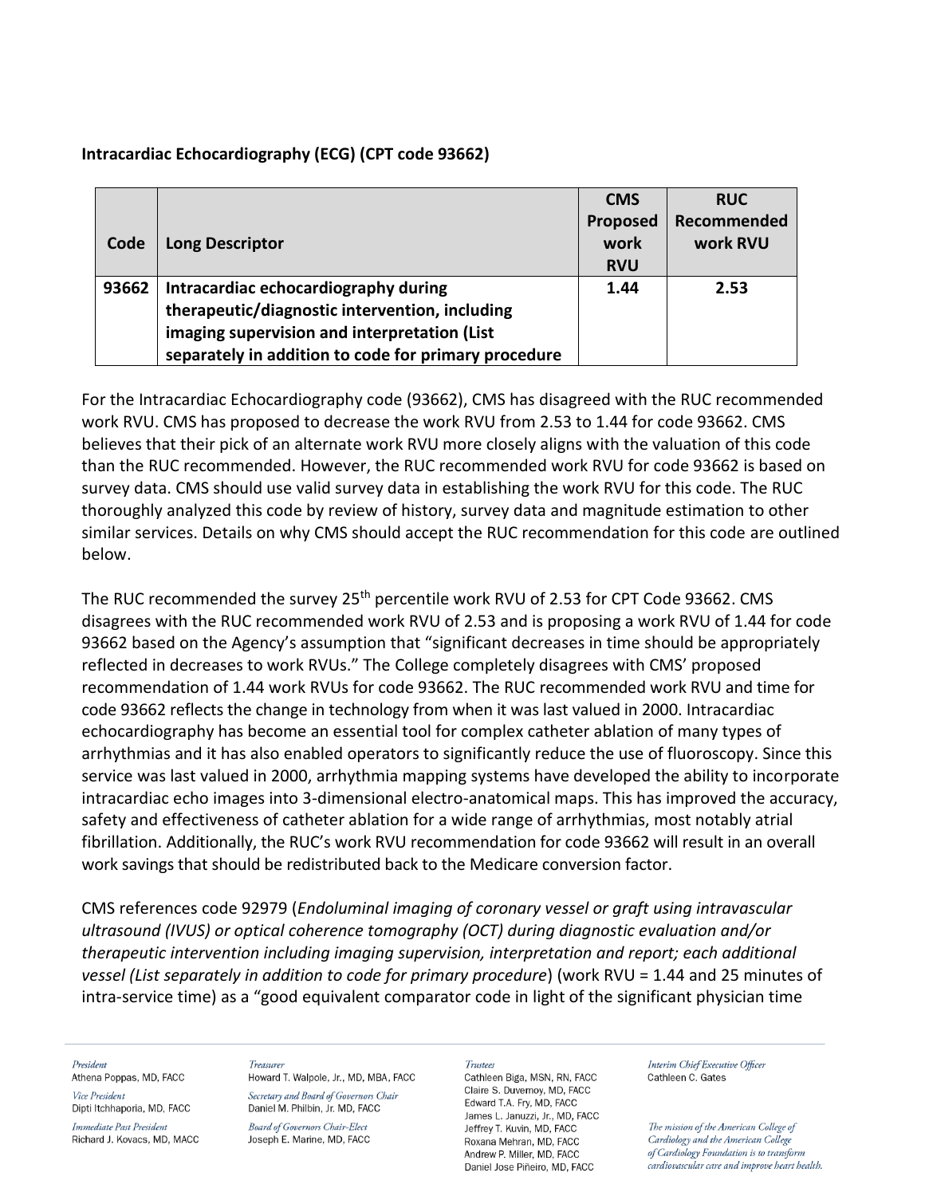**Intracardiac Echocardiography (ECG) (CPT code 93662)**

| Code | Long Descriptor | CMS Proposed work RVU | RUC Recommended work RVU |
|---|---|---|---|
| **93662** | **Intracardiac echocardiography during therapeutic/diagnostic intervention, including imaging supervision and interpretation (List separately in addition to code for primary procedure** | **1.44** | **2.53** |

For the Intracardiac Echocardiography code (93662), CMS has disagreed with the RUC recommended work RVU. CMS has proposed to decrease the work RVU from 2.53 to 1.44 for code 93662. CMS believes that their pick of an alternate work RVU more closely aligns with the valuation of this code than the RUC recommended. However, the RUC recommended work RVU for code 93662 is based on survey data. CMS should use valid survey data in establishing the work RVU for this code. The RUC thoroughly analyzed this code by review of history, survey data and magnitude estimation to other similar services. Details on why CMS should accept the RUC recommendation for this code are outlined below.

The RUC recommended the survey 25th percentile work RVU of 2.53 for CPT Code 93662. CMS disagrees with the RUC recommended work RVU of 2.53 and is proposing a work RVU of 1.44 for code 93662 based on the Agency's assumption that "significant decreases in time should be appropriately reflected in decreases to work RVUs." The College completely disagrees with CMS' proposed recommendation of 1.44 work RVUs for code 93662. The RUC recommended work RVU and time for code 93662 reflects the change in technology from when it was last valued in 2000. Intracardiac echocardiography has become an essential tool for complex catheter ablation of many types of arrhythmias and it has also enabled operators to significantly reduce the use of fluoroscopy. Since this service was last valued in 2000, arrhythmia mapping systems have developed the ability to incorporate intracardiac echo images into 3-dimensional electro-anatomical maps. This has improved the accuracy, safety and effectiveness of catheter ablation for a wide range of arrhythmias, most notably atrial fibrillation. Additionally, the RUC's work RVU recommendation for code 93662 will result in an overall work savings that should be redistributed back to the Medicare conversion factor.

CMS references code 92979 (*Endoluminal imaging of coronary vessel or graft using intravascular ultrasound (IVUS) or optical coherence tomography (OCT) during diagnostic evaluation and/or therapeutic intervention including imaging supervision, interpretation and report; each additional vessel (List separately in addition to code for primary procedure*) (work RVU = 1.44 and 25 minutes of intra-service time) as a "good equivalent comparator code in light of the significant physician time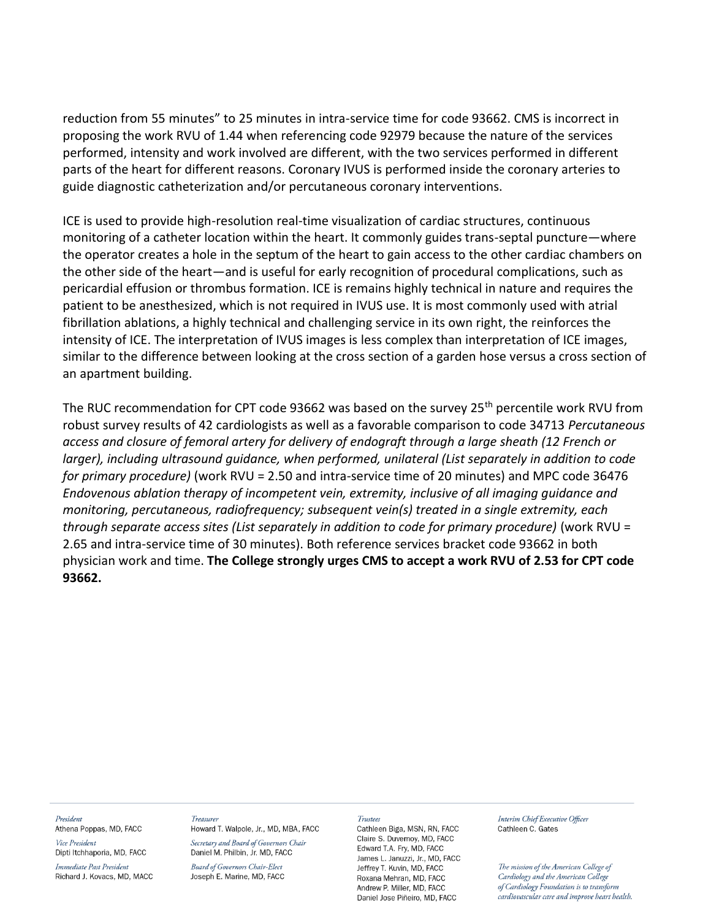reduction from 55 minutes" to 25 minutes in intra-service time for code 93662. CMS is incorrect in proposing the work RVU of 1.44 when referencing code 92979 because the nature of the services performed, intensity and work involved are different, with the two services performed in different parts of the heart for different reasons. Coronary IVUS is performed inside the coronary arteries to guide diagnostic catheterization and/or percutaneous coronary interventions.

ICE is used to provide high-resolution real-time visualization of cardiac structures, continuous monitoring of a catheter location within the heart. It commonly guides trans-septal puncture—where the operator creates a hole in the septum of the heart to gain access to the other cardiac chambers on the other side of the heart—and is useful for early recognition of procedural complications, such as pericardial effusion or thrombus formation. ICE is remains highly technical in nature and requires the patient to be anesthesized, which is not required in IVUS use. It is most commonly used with atrial fibrillation ablations, a highly technical and challenging service in its own right, the reinforces the intensity of ICE. The interpretation of IVUS images is less complex than interpretation of ICE images, similar to the difference between looking at the cross section of a garden hose versus a cross section of an apartment building.

The RUC recommendation for CPT code 93662 was based on the survey 25th percentile work RVU from robust survey results of 42 cardiologists as well as a favorable comparison to code 34713 *Percutaneous access and closure of femoral artery for delivery of endograft through a large sheath (12 French or larger), including ultrasound guidance, when performed, unilateral (List separately in addition to code for primary procedure)* (work RVU = 2.50 and intra-service time of 20 minutes) and MPC code 36476 *Endovenous ablation therapy of incompetent vein, extremity, inclusive of all imaging guidance and monitoring, percutaneous, radiofrequency; subsequent vein(s) treated in a single extremity, each through separate access sites (List separately in addition to code for primary procedure)* (work RVU = 2.65 and intra-service time of 30 minutes). Both reference services bracket code 93662 in both physician work and time. **The College strongly urges CMS to accept a work RVU of 2.53 for CPT code 93662.**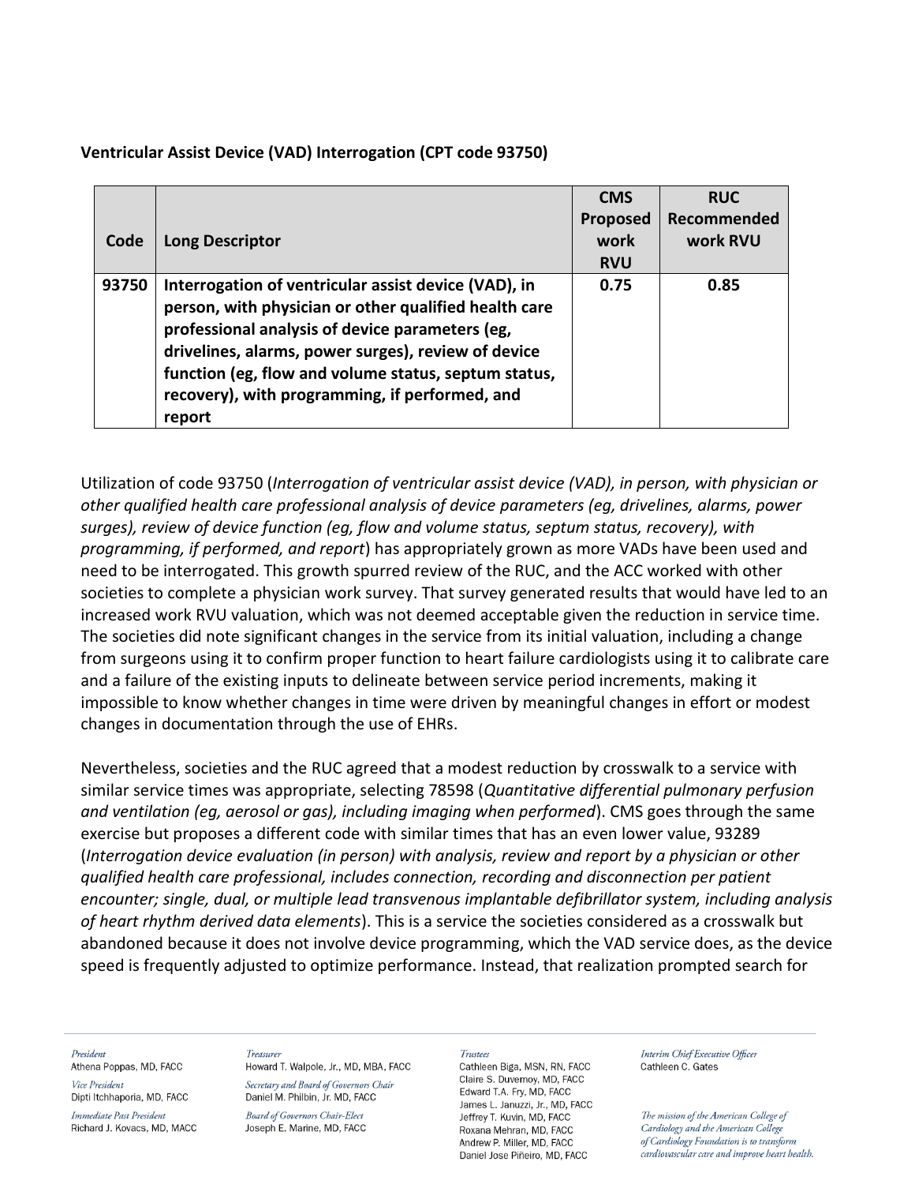**Ventricular Assist Device (VAD) Interrogation (CPT code 93750)**

| Code | Long Descriptor | CMS Proposed work RVU | RUC Recommended work RVU |
|---|---|---|---|
| 93750 | Interrogation of ventricular assist device (VAD), in person, with physician or other qualified health care professional analysis of device parameters (eg, drivelines, alarms, power surges), review of device function (eg, flow and volume status, septum status, recovery), with programming, if performed, and report | 0.75 | 0.85 |

Utilization of code 93750 (*Interrogation of ventricular assist device (VAD), in person, with physician or other qualified health care professional analysis of device parameters (eg, drivelines, alarms, power surges), review of device function (eg, flow and volume status, septum status, recovery), with programming, if performed, and report*) has appropriately grown as more VADs have been used and need to be interrogated. This growth spurred review of the RUC, and the ACC worked with other societies to complete a physician work survey. That survey generated results that would have led to an increased work RVU valuation, which was not deemed acceptable given the reduction in service time. The societies did note significant changes in the service from its initial valuation, including a change from surgeons using it to confirm proper function to heart failure cardiologists using it to calibrate care and a failure of the existing inputs to delineate between service period increments, making it impossible to know whether changes in time were driven by meaningful changes in effort or modest changes in documentation through the use of EHRs.

Nevertheless, societies and the RUC agreed that a modest reduction by crosswalk to a service with similar service times was appropriate, selecting 78598 (*Quantitative differential pulmonary perfusion and ventilation (eg, aerosol or gas), including imaging when performed*). CMS goes through the same exercise but proposes a different code with similar times that has an even lower value, 93289 (*Interrogation device evaluation (in person) with analysis, review and report by a physician or other qualified health care professional, includes connection, recording and disconnection per patient encounter; single, dual, or multiple lead transvenous implantable defibrillator system, including analysis of heart rhythm derived data elements*). This is a service the societies considered as a crosswalk but abandoned because it does not involve device programming, which the VAD service does, as the device speed is frequently adjusted to optimize performance. Instead, that realization prompted search for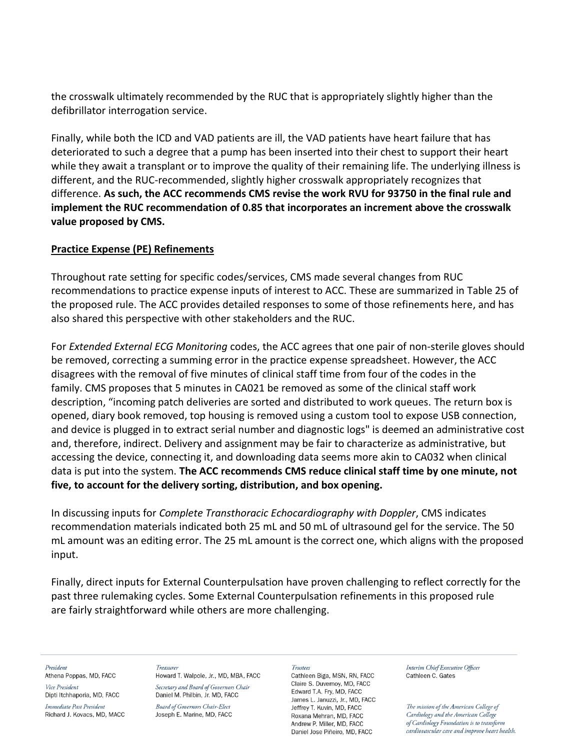the crosswalk ultimately recommended by the RUC that is appropriately slightly higher than the defibrillator interrogation service.

Finally, while both the ICD and VAD patients are ill, the VAD patients have heart failure that has deteriorated to such a degree that a pump has been inserted into their chest to support their heart while they await a transplant or to improve the quality of their remaining life. The underlying illness is different, and the RUC-recommended, slightly higher crosswalk appropriately recognizes that difference. **As such, the ACC recommends CMS revise the work RVU for 93750 in the final rule and implement the RUC recommendation of 0.85 that incorporates an increment above the crosswalk value proposed by CMS.**

**Practice Expense (PE) Refinements**

Throughout rate setting for specific codes/services, CMS made several changes from RUC recommendations to practice expense inputs of interest to ACC. These are summarized in Table 25 of the proposed rule. The ACC provides detailed responses to some of those refinements here, and has also shared this perspective with other stakeholders and the RUC.

For *Extended External ECG Monitoring* codes, the ACC agrees that one pair of non-sterile gloves should be removed, correcting a summing error in the practice expense spreadsheet. However, the ACC disagrees with the removal of five minutes of clinical staff time from four of the codes in the family. CMS proposes that 5 minutes in CA021 be removed as some of the clinical staff work description, "incoming patch deliveries are sorted and distributed to work queues. The return box is opened, diary book removed, top housing is removed using a custom tool to expose USB connection, and device is plugged in to extract serial number and diagnostic logs" is deemed an administrative cost and, therefore, indirect. Delivery and assignment may be fair to characterize as administrative, but accessing the device, connecting it, and downloading data seems more akin to CA032 when clinical data is put into the system. **The ACC recommends CMS reduce clinical staff time by one minute, not five, to account for the delivery sorting, distribution, and box opening.**

In discussing inputs for *Complete Transthoracic Echocardiography with Doppler*, CMS indicates recommendation materials indicated both 25 mL and 50 mL of ultrasound gel for the service. The 50 mL amount was an editing error. The 25 mL amount is the correct one, which aligns with the proposed input.

Finally, direct inputs for External Counterpulsation have proven challenging to reflect correctly for the past three rulemaking cycles. Some External Counterpulsation refinements in this proposed rule are fairly straightforward while others are more challenging.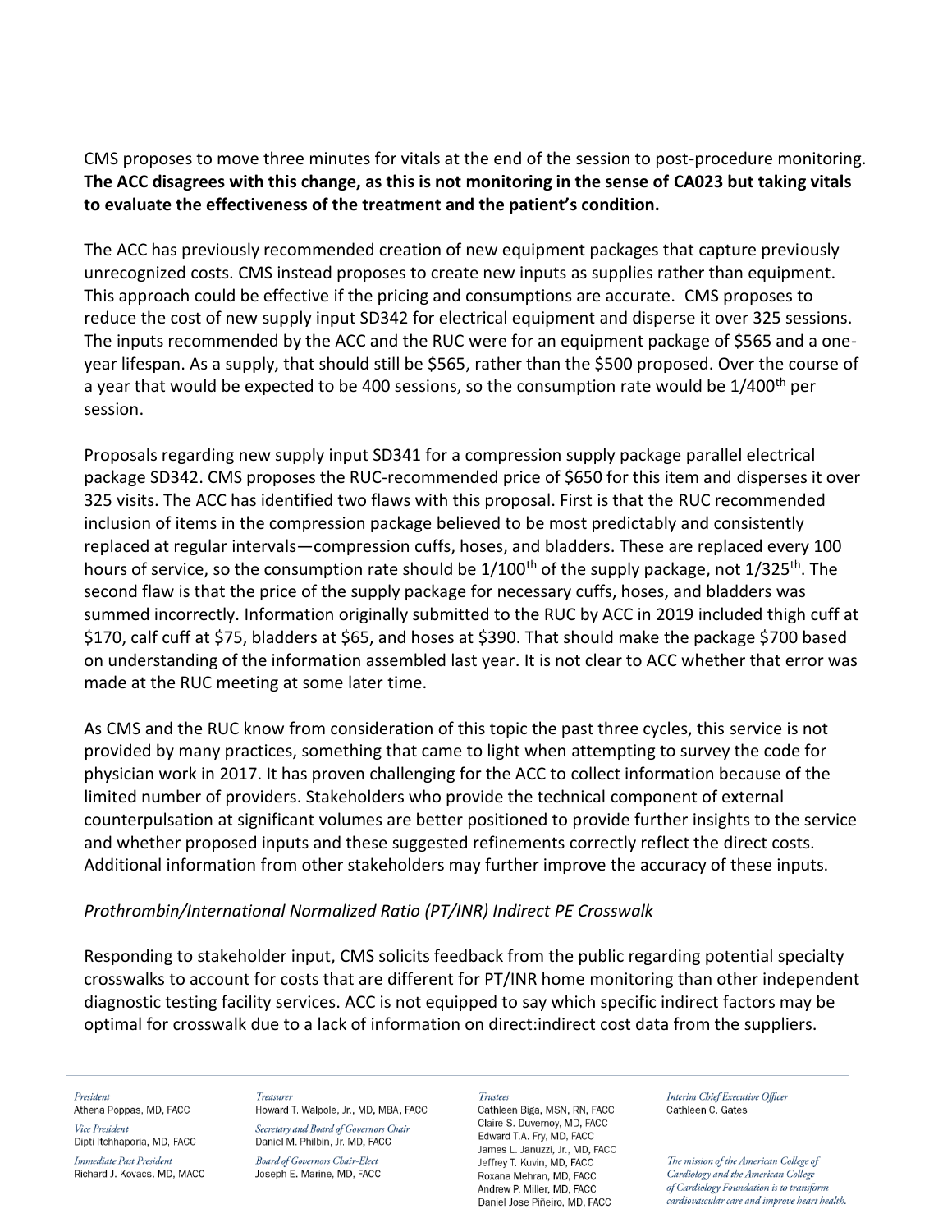CMS proposes to move three minutes for vitals at the end of the session to post-procedure monitoring. **The ACC disagrees with this change, as this is not monitoring in the sense of CA023 but taking vitals to evaluate the effectiveness of the treatment and the patient's condition.**

The ACC has previously recommended creation of new equipment packages that capture previously unrecognized costs. CMS instead proposes to create new inputs as supplies rather than equipment. This approach could be effective if the pricing and consumptions are accurate. CMS proposes to reduce the cost of new supply input SD342 for electrical equipment and disperse it over 325 sessions. The inputs recommended by the ACC and the RUC were for an equipment package of $565 and a one-year lifespan. As a supply, that should still be $565, rather than the $500 proposed. Over the course of a year that would be expected to be 400 sessions, so the consumption rate would be 1/400th per session.

Proposals regarding new supply input SD341 for a compression supply package parallel electrical package SD342. CMS proposes the RUC-recommended price of $650 for this item and disperses it over 325 visits. The ACC has identified two flaws with this proposal. First is that the RUC recommended inclusion of items in the compression package believed to be most predictably and consistently replaced at regular intervals—compression cuffs, hoses, and bladders. These are replaced every 100 hours of service, so the consumption rate should be 1/100th of the supply package, not 1/325th. The second flaw is that the price of the supply package for necessary cuffs, hoses, and bladders was summed incorrectly. Information originally submitted to the RUC by ACC in 2019 included thigh cuff at $170, calf cuff at $75, bladders at $65, and hoses at $390. That should make the package $700 based on understanding of the information assembled last year. It is not clear to ACC whether that error was made at the RUC meeting at some later time.

As CMS and the RUC know from consideration of this topic the past three cycles, this service is not provided by many practices, something that came to light when attempting to survey the code for physician work in 2017. It has proven challenging for the ACC to collect information because of the limited number of providers. Stakeholders who provide the technical component of external counterpulsation at significant volumes are better positioned to provide further insights to the service and whether proposed inputs and these suggested refinements correctly reflect the direct costs. Additional information from other stakeholders may further improve the accuracy of these inputs.

*Prothrombin/International Normalized Ratio (PT/INR) Indirect PE Crosswalk*

Responding to stakeholder input, CMS solicits feedback from the public regarding potential specialty crosswalks to account for costs that are different for PT/INR home monitoring than other independent diagnostic testing facility services. ACC is not equipped to say which specific indirect factors may be optimal for crosswalk due to a lack of information on direct:indirect cost data from the suppliers.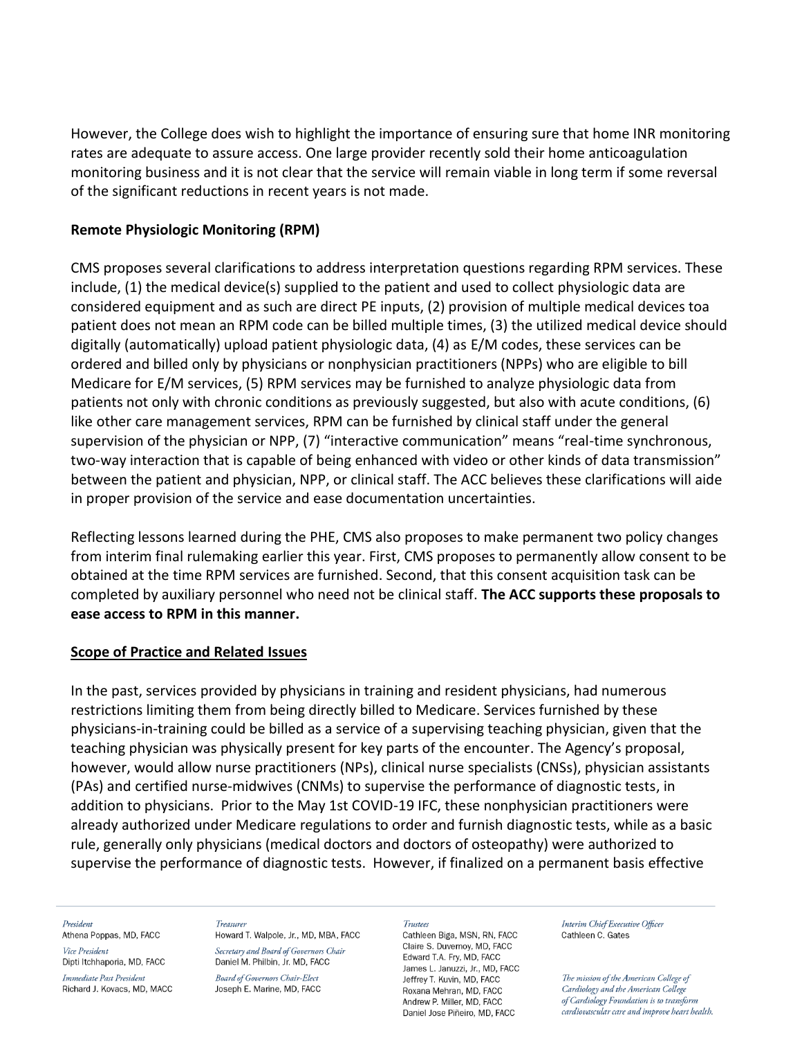However, the College does wish to highlight the importance of ensuring sure that home INR monitoring rates are adequate to assure access. One large provider recently sold their home anticoagulation monitoring business and it is not clear that the service will remain viable in long term if some reversal of the significant reductions in recent years is not made.

**Remote Physiologic Monitoring (RPM)**

CMS proposes several clarifications to address interpretation questions regarding RPM services. These include, (1) the medical device(s) supplied to the patient and used to collect physiologic data are considered equipment and as such are direct PE inputs, (2) provision of multiple medical devices toa patient does not mean an RPM code can be billed multiple times, (3) the utilized medical device should digitally (automatically) upload patient physiologic data, (4) as E/M codes, these services can be ordered and billed only by physicians or nonphysician practitioners (NPPs) who are eligible to bill Medicare for E/M services, (5) RPM services may be furnished to analyze physiologic data from patients not only with chronic conditions as previously suggested, but also with acute conditions, (6) like other care management services, RPM can be furnished by clinical staff under the general supervision of the physician or NPP, (7) "interactive communication" means "real-time synchronous, two-way interaction that is capable of being enhanced with video or other kinds of data transmission" between the patient and physician, NPP, or clinical staff. The ACC believes these clarifications will aide in proper provision of the service and ease documentation uncertainties.

Reflecting lessons learned during the PHE, CMS also proposes to make permanent two policy changes from interim final rulemaking earlier this year. First, CMS proposes to permanently allow consent to be obtained at the time RPM services are furnished. Second, that this consent acquisition task can be completed by auxiliary personnel who need not be clinical staff. **The ACC supports these proposals to ease access to RPM in this manner.**

**Scope of Practice and Related Issues**

In the past, services provided by physicians in training and resident physicians, had numerous restrictions limiting them from being directly billed to Medicare. Services furnished by these physicians-in-training could be billed as a service of a supervising teaching physician, given that the teaching physician was physically present for key parts of the encounter. The Agency's proposal, however, would allow nurse practitioners (NPs), clinical nurse specialists (CNSs), physician assistants (PAs) and certified nurse-midwives (CNMs) to supervise the performance of diagnostic tests, in addition to physicians. Prior to the May 1st COVID-19 IFC, these nonphysician practitioners were already authorized under Medicare regulations to order and furnish diagnostic tests, while as a basic rule, generally only physicians (medical doctors and doctors of osteopathy) were authorized to supervise the performance of diagnostic tests. However, if finalized on a permanent basis effective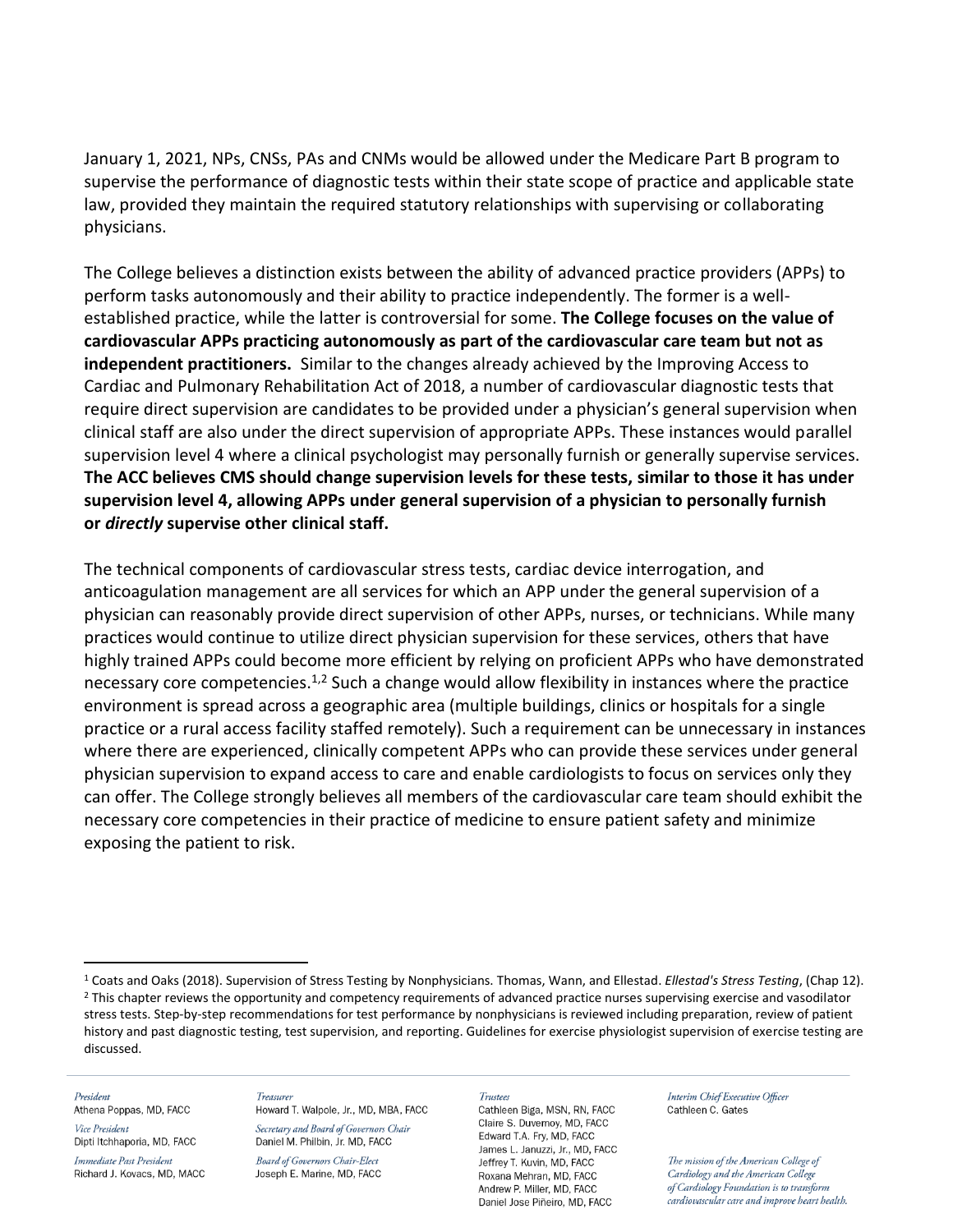January 1, 2021, NPs, CNSs, PAs and CNMs would be allowed under the Medicare Part B program to supervise the performance of diagnostic tests within their state scope of practice and applicable state law, provided they maintain the required statutory relationships with supervising or collaborating physicians.

The College believes a distinction exists between the ability of advanced practice providers (APPs) to perform tasks autonomously and their ability to practice independently. The former is a well-established practice, while the latter is controversial for some. **The College focuses on the value of cardiovascular APPs practicing autonomously as part of the cardiovascular care team but not as independent practitioners.** Similar to the changes already achieved by the Improving Access to Cardiac and Pulmonary Rehabilitation Act of 2018, a number of cardiovascular diagnostic tests that require direct supervision are candidates to be provided under a physician's general supervision when clinical staff are also under the direct supervision of appropriate APPs. These instances would parallel supervision level 4 where a clinical psychologist may personally furnish or generally supervise services. **The ACC believes CMS should change supervision levels for these tests, similar to those it has under supervision level 4, allowing APPs under general supervision of a physician to personally furnish or *directly* supervise other clinical staff.**

The technical components of cardiovascular stress tests, cardiac device interrogation, and anticoagulation management are all services for which an APP under the general supervision of a physician can reasonably provide direct supervision of other APPs, nurses, or technicians. While many practices would continue to utilize direct physician supervision for these services, others that have highly trained APPs could become more efficient by relying on proficient APPs who have demonstrated necessary core competencies.[1,2] Such a change would allow flexibility in instances where the practice environment is spread across a geographic area (multiple buildings, clinics or hospitals for a single practice or a rural access facility staffed remotely). Such a requirement can be unnecessary in instances where there are experienced, clinically competent APPs who can provide these services under general physician supervision to expand access to care and enable cardiologists to focus on services only they can offer. The College strongly believes all members of the cardiovascular care team should exhibit the necessary core competencies in their practice of medicine to ensure patient safety and minimize exposing the patient to risk.

---

[1] Coats and Oaks (2018). Supervision of Stress Testing by Nonphysicians. Thomas, Wann, and Ellestad. *Ellestad's Stress Testing*, (Chap 12).

[2] This chapter reviews the opportunity and competency requirements of advanced practice nurses supervising exercise and vasodilator stress tests. Step-by-step recommendations for test performance by nonphysicians is reviewed including preparation, review of patient history and past diagnostic testing, test supervision, and reporting. Guidelines for exercise physiologist supervision of exercise testing are discussed.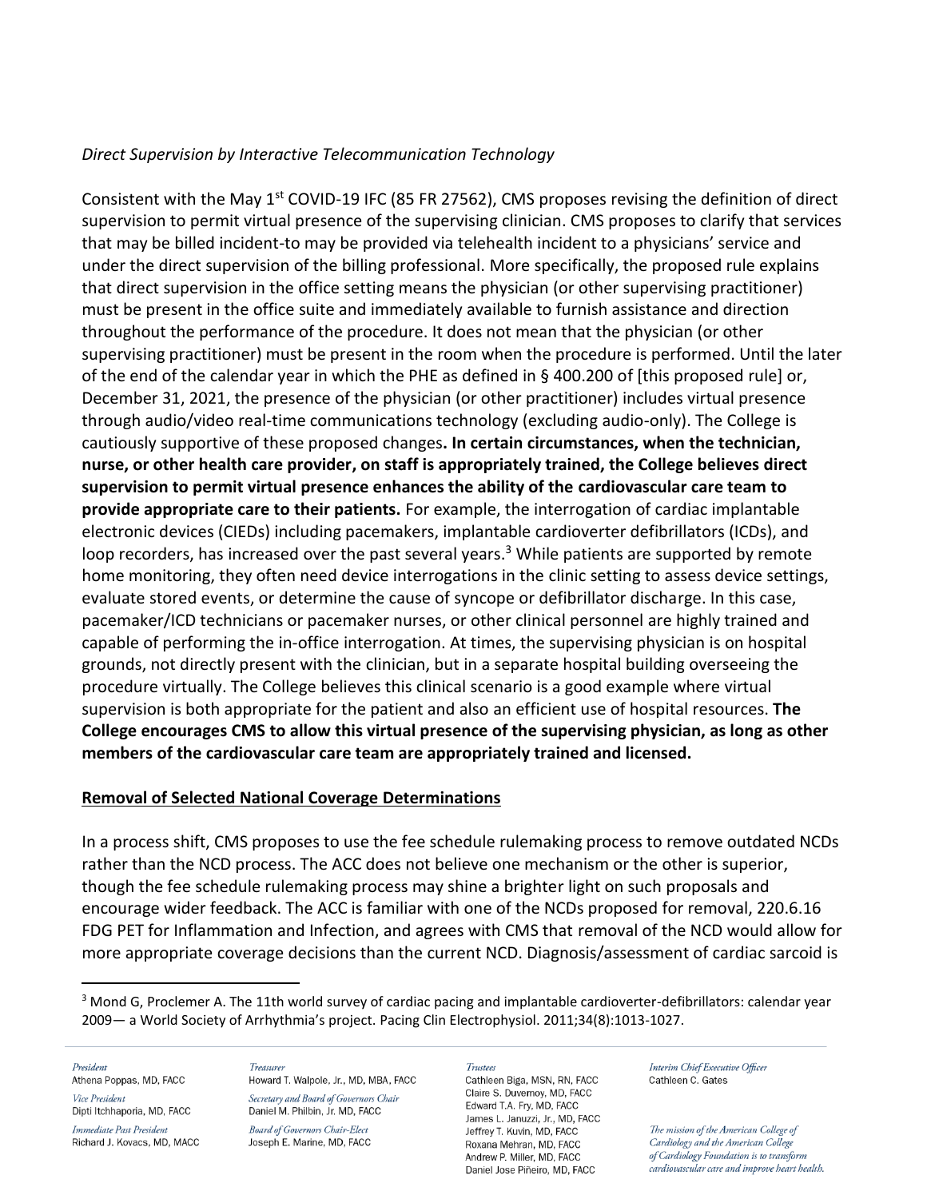*Direct Supervision by Interactive Telecommunication Technology*

Consistent with the May 1st COVID-19 IFC (85 FR 27562), CMS proposes revising the definition of direct supervision to permit virtual presence of the supervising clinician. CMS proposes to clarify that services that may be billed incident-to may be provided via telehealth incident to a physicians' service and under the direct supervision of the billing professional. More specifically, the proposed rule explains that direct supervision in the office setting means the physician (or other supervising practitioner) must be present in the office suite and immediately available to furnish assistance and direction throughout the performance of the procedure. It does not mean that the physician (or other supervising practitioner) must be present in the room when the procedure is performed. Until the later of the end of the calendar year in which the PHE as defined in § 400.200 of [this proposed rule] or, December 31, 2021, the presence of the physician (or other practitioner) includes virtual presence through audio/video real-time communications technology (excluding audio-only). The College is cautiously supportive of these proposed changes**. In certain circumstances, when the technician, nurse, or other health care provider, on staff is appropriately trained, the College believes direct supervision to permit virtual presence enhances the ability of the cardiovascular care team to provide appropriate care to their patients.** For example, the interrogation of cardiac implantable electronic devices (CIEDs) including pacemakers, implantable cardioverter defibrillators (ICDs), and loop recorders, has increased over the past several years.[3] While patients are supported by remote home monitoring, they often need device interrogations in the clinic setting to assess device settings, evaluate stored events, or determine the cause of syncope or defibrillator discharge. In this case, pacemaker/ICD technicians or pacemaker nurses, or other clinical personnel are highly trained and capable of performing the in-office interrogation. At times, the supervising physician is on hospital grounds, not directly present with the clinician, but in a separate hospital building overseeing the procedure virtually. The College believes this clinical scenario is a good example where virtual supervision is both appropriate for the patient and also an efficient use of hospital resources. **The College encourages CMS to allow this virtual presence of the supervising physician, as long as other members of the cardiovascular care team are appropriately trained and licensed.**

## Removal of Selected National Coverage Determinations

In a process shift, CMS proposes to use the fee schedule rulemaking process to remove outdated NCDs rather than the NCD process. The ACC does not believe one mechanism or the other is superior, though the fee schedule rulemaking process may shine a brighter light on such proposals and encourage wider feedback. The ACC is familiar with one of the NCDs proposed for removal, 220.6.16 FDG PET for Inflammation and Infection, and agrees with CMS that removal of the NCD would allow for more appropriate coverage decisions than the current NCD. Diagnosis/assessment of cardiac sarcoid is

[3] Mond G, Proclemer A. The 11th world survey of cardiac pacing and implantable cardioverter-defibrillators: calendar year 2009— a World Society of Arrhythmia's project. Pacing Clin Electrophysiol. 2011;34(8):1013-1027.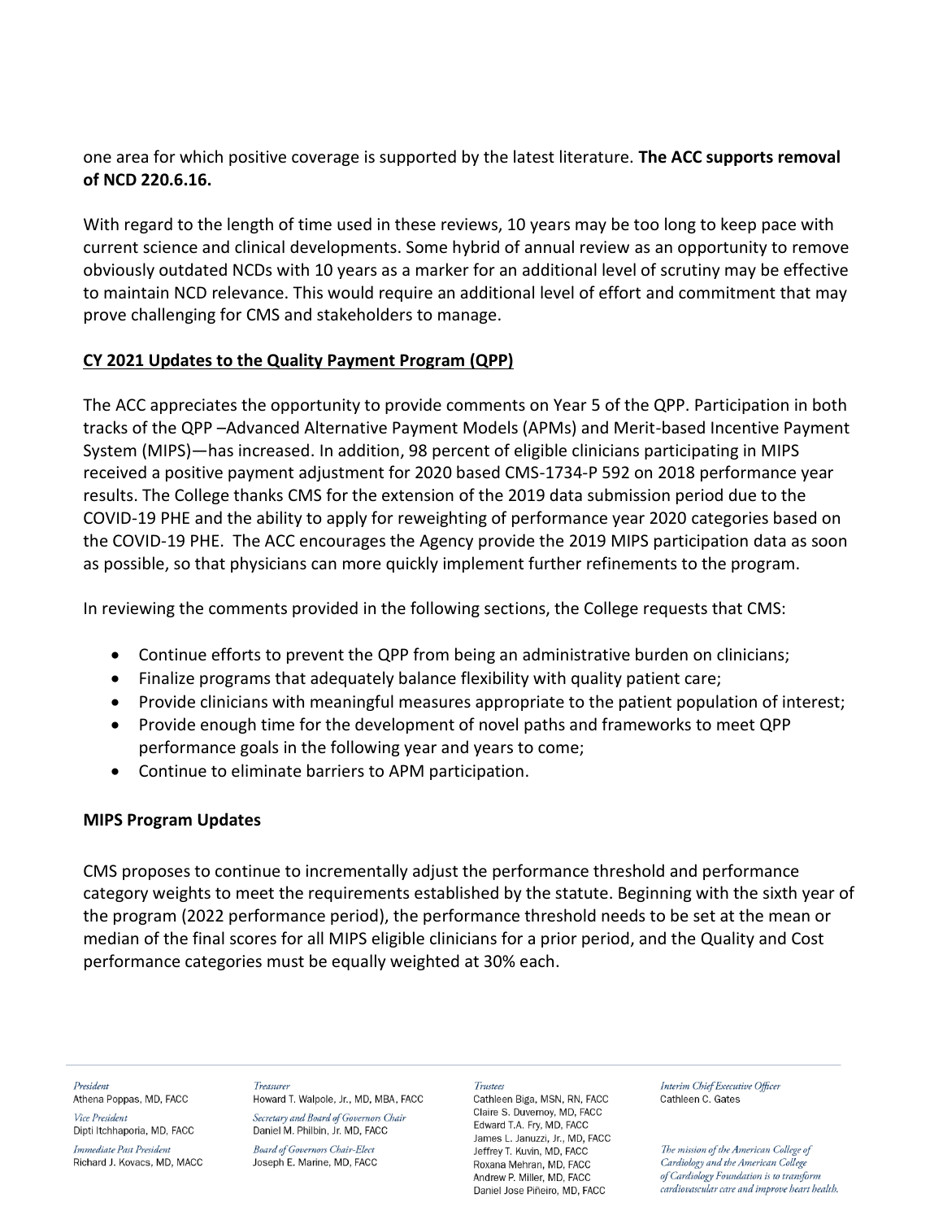one area for which positive coverage is supported by the latest literature. **The ACC supports removal of NCD 220.6.16.**

With regard to the length of time used in these reviews, 10 years may be too long to keep pace with current science and clinical developments. Some hybrid of annual review as an opportunity to remove obviously outdated NCDs with 10 years as a marker for an additional level of scrutiny may be effective to maintain NCD relevance. This would require an additional level of effort and commitment that may prove challenging for CMS and stakeholders to manage.

**CY 2021 Updates to the Quality Payment Program (QPP)**

The ACC appreciates the opportunity to provide comments on Year 5 of the QPP. Participation in both tracks of the QPP –Advanced Alternative Payment Models (APMs) and Merit-based Incentive Payment System (MIPS)—has increased. In addition, 98 percent of eligible clinicians participating in MIPS received a positive payment adjustment for 2020 based CMS-1734-P 592 on 2018 performance year results. The College thanks CMS for the extension of the 2019 data submission period due to the COVID-19 PHE and the ability to apply for reweighting of performance year 2020 categories based on the COVID-19 PHE. The ACC encourages the Agency provide the 2019 MIPS participation data as soon as possible, so that physicians can more quickly implement further refinements to the program.

In reviewing the comments provided in the following sections, the College requests that CMS:

- Continue efforts to prevent the QPP from being an administrative burden on clinicians;
- Finalize programs that adequately balance flexibility with quality patient care;
- Provide clinicians with meaningful measures appropriate to the patient population of interest;
- Provide enough time for the development of novel paths and frameworks to meet QPP performance goals in the following year and years to come;
- Continue to eliminate barriers to APM participation.

**MIPS Program Updates**

CMS proposes to continue to incrementally adjust the performance threshold and performance category weights to meet the requirements established by the statute. Beginning with the sixth year of the program (2022 performance period), the performance threshold needs to be set at the mean or median of the final scores for all MIPS eligible clinicians for a prior period, and the Quality and Cost performance categories must be equally weighted at 30% each.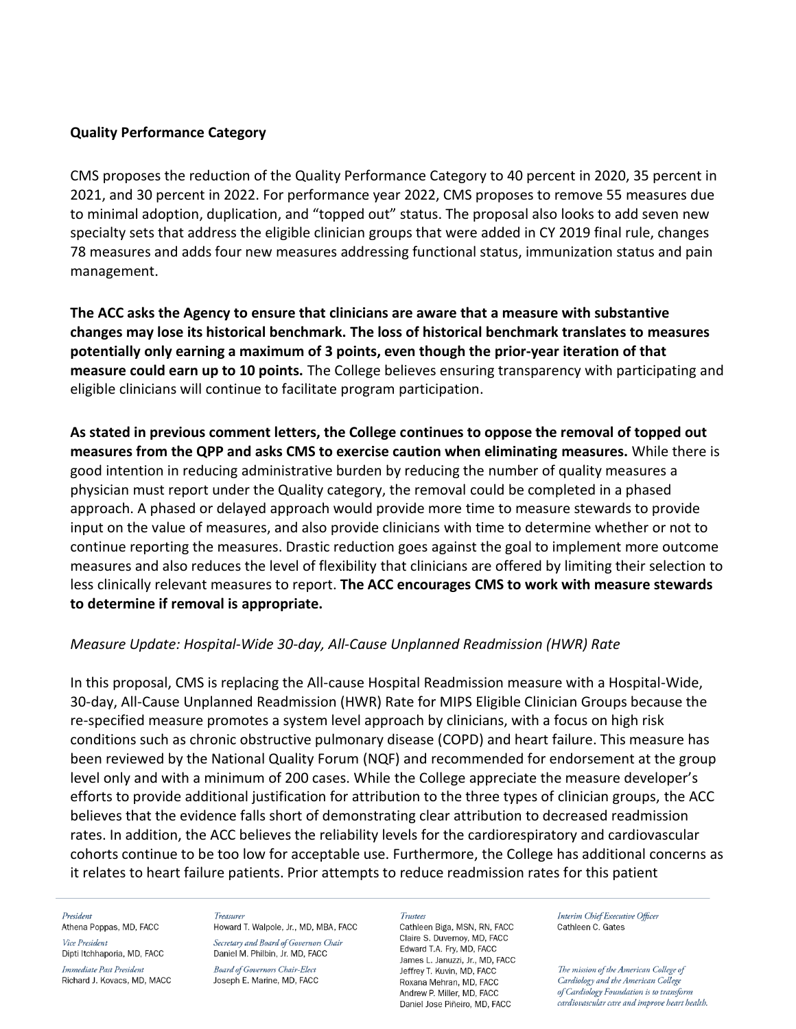**Quality Performance Category**

CMS proposes the reduction of the Quality Performance Category to 40 percent in 2020, 35 percent in 2021, and 30 percent in 2022. For performance year 2022, CMS proposes to remove 55 measures due to minimal adoption, duplication, and "topped out" status. The proposal also looks to add seven new specialty sets that address the eligible clinician groups that were added in CY 2019 final rule, changes 78 measures and adds four new measures addressing functional status, immunization status and pain management.

**The ACC asks the Agency to ensure that clinicians are aware that a measure with substantive changes may lose its historical benchmark. The loss of historical benchmark translates to measures potentially only earning a maximum of 3 points, even though the prior-year iteration of that measure could earn up to 10 points.** The College believes ensuring transparency with participating and eligible clinicians will continue to facilitate program participation.

**As stated in previous comment letters, the College continues to oppose the removal of topped out measures from the QPP and asks CMS to exercise caution when eliminating measures.** While there is good intention in reducing administrative burden by reducing the number of quality measures a physician must report under the Quality category, the removal could be completed in a phased approach. A phased or delayed approach would provide more time to measure stewards to provide input on the value of measures, and also provide clinicians with time to determine whether or not to continue reporting the measures. Drastic reduction goes against the goal to implement more outcome measures and also reduces the level of flexibility that clinicians are offered by limiting their selection to less clinically relevant measures to report. **The ACC encourages CMS to work with measure stewards to determine if removal is appropriate.**

*Measure Update: Hospital-Wide 30-day, All-Cause Unplanned Readmission (HWR) Rate*

In this proposal, CMS is replacing the All-cause Hospital Readmission measure with a Hospital-Wide, 30-day, All-Cause Unplanned Readmission (HWR) Rate for MIPS Eligible Clinician Groups because the re-specified measure promotes a system level approach by clinicians, with a focus on high risk conditions such as chronic obstructive pulmonary disease (COPD) and heart failure. This measure has been reviewed by the National Quality Forum (NQF) and recommended for endorsement at the group level only and with a minimum of 200 cases. While the College appreciate the measure developer's efforts to provide additional justification for attribution to the three types of clinician groups, the ACC believes that the evidence falls short of demonstrating clear attribution to decreased readmission rates. In addition, the ACC believes the reliability levels for the cardiorespiratory and cardiovascular cohorts continue to be too low for acceptable use. Furthermore, the College has additional concerns as it relates to heart failure patients. Prior attempts to reduce readmission rates for this patient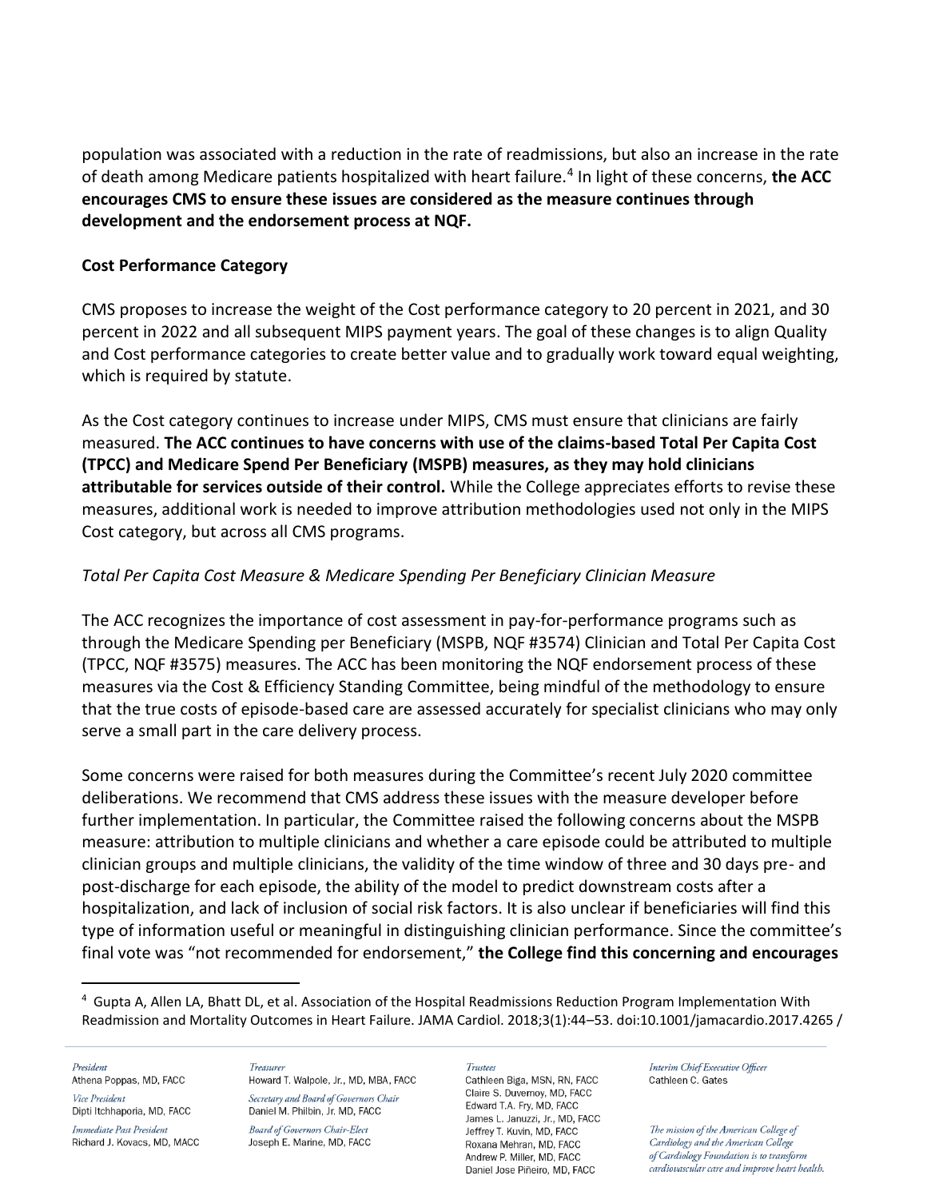population was associated with a reduction in the rate of readmissions, but also an increase in the rate of death among Medicare patients hospitalized with heart failure.[4] In light of these concerns, **the ACC encourages CMS to ensure these issues are considered as the measure continues through development and the endorsement process at NQF.**

**Cost Performance Category**

CMS proposes to increase the weight of the Cost performance category to 20 percent in 2021, and 30 percent in 2022 and all subsequent MIPS payment years. The goal of these changes is to align Quality and Cost performance categories to create better value and to gradually work toward equal weighting, which is required by statute.

As the Cost category continues to increase under MIPS, CMS must ensure that clinicians are fairly measured. **The ACC continues to have concerns with use of the claims-based Total Per Capita Cost (TPCC) and Medicare Spend Per Beneficiary (MSPB) measures, as they may hold clinicians attributable for services outside of their control.** While the College appreciates efforts to revise these measures, additional work is needed to improve attribution methodologies used not only in the MIPS Cost category, but across all CMS programs.

*Total Per Capita Cost Measure & Medicare Spending Per Beneficiary Clinician Measure*

The ACC recognizes the importance of cost assessment in pay-for-performance programs such as through the Medicare Spending per Beneficiary (MSPB, NQF #3574) Clinician and Total Per Capita Cost (TPCC, NQF #3575) measures. The ACC has been monitoring the NQF endorsement process of these measures via the Cost & Efficiency Standing Committee, being mindful of the methodology to ensure that the true costs of episode-based care are assessed accurately for specialist clinicians who may only serve a small part in the care delivery process.

Some concerns were raised for both measures during the Committee's recent July 2020 committee deliberations. We recommend that CMS address these issues with the measure developer before further implementation. In particular, the Committee raised the following concerns about the MSPB measure: attribution to multiple clinicians and whether a care episode could be attributed to multiple clinician groups and multiple clinicians, the validity of the time window of three and 30 days pre- and post-discharge for each episode, the ability of the model to predict downstream costs after a hospitalization, and lack of inclusion of social risk factors. It is also unclear if beneficiaries will find this type of information useful or meaningful in distinguishing clinician performance. Since the committee's final vote was "not recommended for endorsement," **the College find this concerning and encourages**

[4] Gupta A, Allen LA, Bhatt DL, et al. Association of the Hospital Readmissions Reduction Program Implementation With Readmission and Mortality Outcomes in Heart Failure. JAMA Cardiol. 2018;3(1):44–53. doi:10.1001/jamacardio.2017.4265 /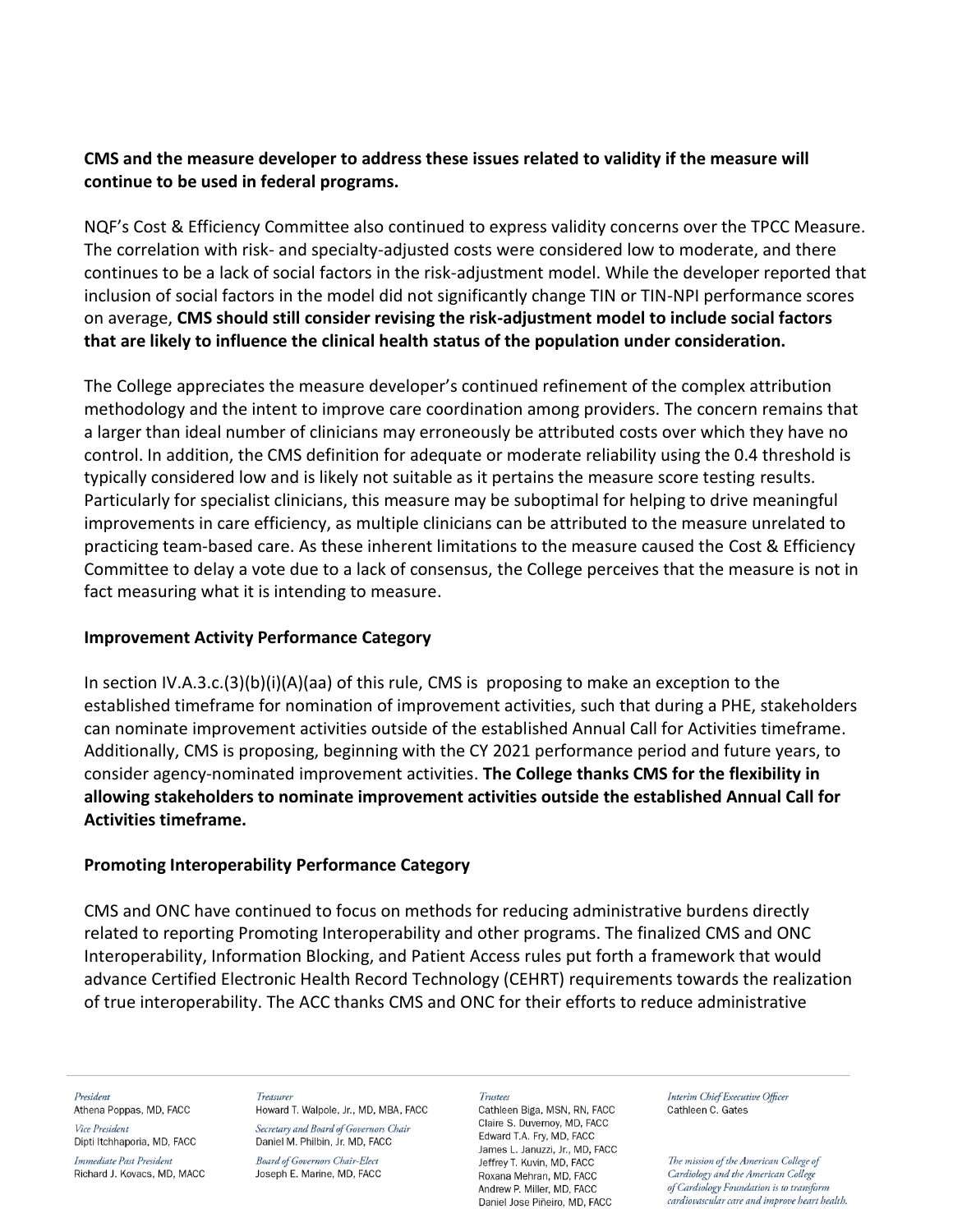**CMS and the measure developer to address these issues related to validity if the measure will continue to be used in federal programs.**

NQF's Cost & Efficiency Committee also continued to express validity concerns over the TPCC Measure. The correlation with risk- and specialty-adjusted costs were considered low to moderate, and there continues to be a lack of social factors in the risk-adjustment model. While the developer reported that inclusion of social factors in the model did not significantly change TIN or TIN-NPI performance scores on average, **CMS should still consider revising the risk-adjustment model to include social factors that are likely to influence the clinical health status of the population under consideration.**

The College appreciates the measure developer's continued refinement of the complex attribution methodology and the intent to improve care coordination among providers. The concern remains that a larger than ideal number of clinicians may erroneously be attributed costs over which they have no control. In addition, the CMS definition for adequate or moderate reliability using the 0.4 threshold is typically considered low and is likely not suitable as it pertains the measure score testing results. Particularly for specialist clinicians, this measure may be suboptimal for helping to drive meaningful improvements in care efficiency, as multiple clinicians can be attributed to the measure unrelated to practicing team-based care. As these inherent limitations to the measure caused the Cost & Efficiency Committee to delay a vote due to a lack of consensus, the College perceives that the measure is not in fact measuring what it is intending to measure.

**Improvement Activity Performance Category**

In section IV.A.3.c.(3)(b)(i)(A)(aa) of this rule, CMS is proposing to make an exception to the established timeframe for nomination of improvement activities, such that during a PHE, stakeholders can nominate improvement activities outside of the established Annual Call for Activities timeframe. Additionally, CMS is proposing, beginning with the CY 2021 performance period and future years, to consider agency-nominated improvement activities. **The College thanks CMS for the flexibility in allowing stakeholders to nominate improvement activities outside the established Annual Call for Activities timeframe.**

**Promoting Interoperability Performance Category**

CMS and ONC have continued to focus on methods for reducing administrative burdens directly related to reporting Promoting Interoperability and other programs. The finalized CMS and ONC Interoperability, Information Blocking, and Patient Access rules put forth a framework that would advance Certified Electronic Health Record Technology (CEHRT) requirements towards the realization of true interoperability. The ACC thanks CMS and ONC for their efforts to reduce administrative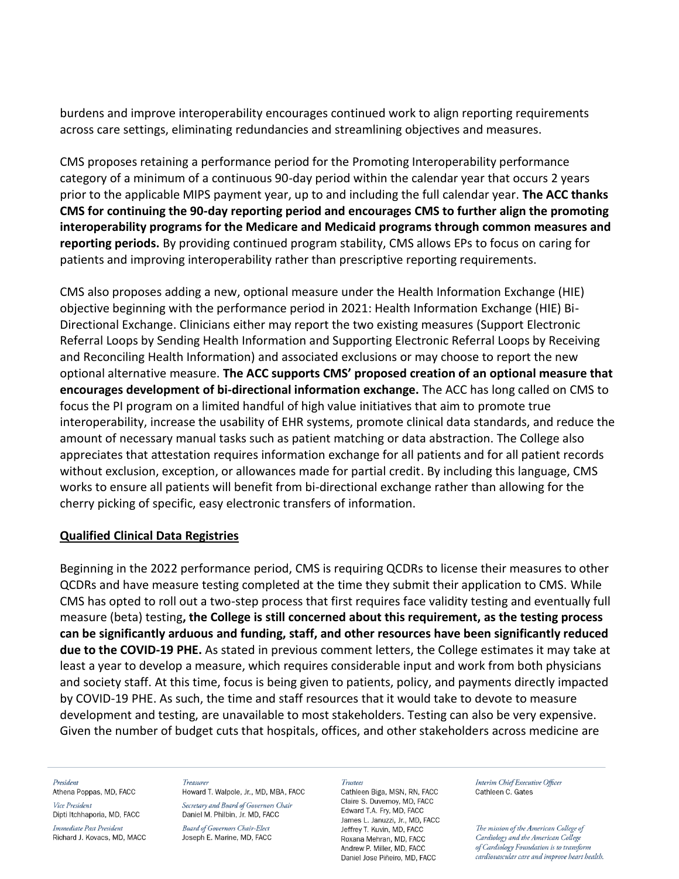burdens and improve interoperability encourages continued work to align reporting requirements across care settings, eliminating redundancies and streamlining objectives and measures.

CMS proposes retaining a performance period for the Promoting Interoperability performance category of a minimum of a continuous 90-day period within the calendar year that occurs 2 years prior to the applicable MIPS payment year, up to and including the full calendar year. **The ACC thanks CMS for continuing the 90-day reporting period and encourages CMS to further align the promoting interoperability programs for the Medicare and Medicaid programs through common measures and reporting periods.** By providing continued program stability, CMS allows EPs to focus on caring for patients and improving interoperability rather than prescriptive reporting requirements.

CMS also proposes adding a new, optional measure under the Health Information Exchange (HIE) objective beginning with the performance period in 2021: Health Information Exchange (HIE) Bi-Directional Exchange. Clinicians either may report the two existing measures (Support Electronic Referral Loops by Sending Health Information and Supporting Electronic Referral Loops by Receiving and Reconciling Health Information) and associated exclusions or may choose to report the new optional alternative measure. **The ACC supports CMS' proposed creation of an optional measure that encourages development of bi-directional information exchange.** The ACC has long called on CMS to focus the PI program on a limited handful of high value initiatives that aim to promote true interoperability, increase the usability of EHR systems, promote clinical data standards, and reduce the amount of necessary manual tasks such as patient matching or data abstraction. The College also appreciates that attestation requires information exchange for all patients and for all patient records without exclusion, exception, or allowances made for partial credit. By including this language, CMS works to ensure all patients will benefit from bi-directional exchange rather than allowing for the cherry picking of specific, easy electronic transfers of information.

**Qualified Clinical Data Registries**

Beginning in the 2022 performance period, CMS is requiring QCDRs to license their measures to other QCDRs and have measure testing completed at the time they submit their application to CMS. While CMS has opted to roll out a two-step process that first requires face validity testing and eventually full measure (beta) testing**, the College is still concerned about this requirement, as the testing process can be significantly arduous and funding, staff, and other resources have been significantly reduced due to the COVID-19 PHE.** As stated in previous comment letters, the College estimates it may take at least a year to develop a measure, which requires considerable input and work from both physicians and society staff. At this time, focus is being given to patients, policy, and payments directly impacted by COVID-19 PHE. As such, the time and staff resources that it would take to devote to measure development and testing, are unavailable to most stakeholders. Testing can also be very expensive. Given the number of budget cuts that hospitals, offices, and other stakeholders across medicine are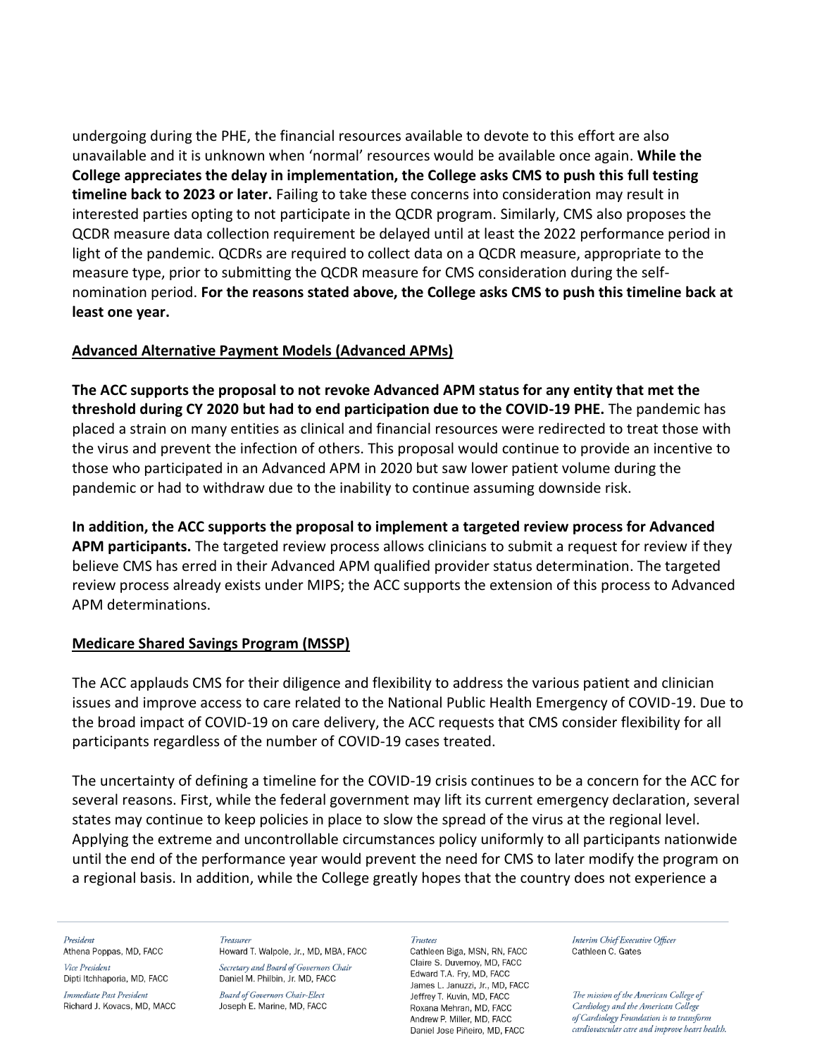undergoing during the PHE, the financial resources available to devote to this effort are also unavailable and it is unknown when 'normal' resources would be available once again. **While the College appreciates the delay in implementation, the College asks CMS to push this full testing timeline back to 2023 or later.** Failing to take these concerns into consideration may result in interested parties opting to not participate in the QCDR program. Similarly, CMS also proposes the QCDR measure data collection requirement be delayed until at least the 2022 performance period in light of the pandemic. QCDRs are required to collect data on a QCDR measure, appropriate to the measure type, prior to submitting the QCDR measure for CMS consideration during the self-nomination period. **For the reasons stated above, the College asks CMS to push this timeline back at least one year.**

**Advanced Alternative Payment Models (Advanced APMs)**

**The ACC supports the proposal to not revoke Advanced APM status for any entity that met the threshold during CY 2020 but had to end participation due to the COVID-19 PHE.** The pandemic has placed a strain on many entities as clinical and financial resources were redirected to treat those with the virus and prevent the infection of others. This proposal would continue to provide an incentive to those who participated in an Advanced APM in 2020 but saw lower patient volume during the pandemic or had to withdraw due to the inability to continue assuming downside risk.

**In addition, the ACC supports the proposal to implement a targeted review process for Advanced APM participants.** The targeted review process allows clinicians to submit a request for review if they believe CMS has erred in their Advanced APM qualified provider status determination. The targeted review process already exists under MIPS; the ACC supports the extension of this process to Advanced APM determinations.

**Medicare Shared Savings Program (MSSP)**

The ACC applauds CMS for their diligence and flexibility to address the various patient and clinician issues and improve access to care related to the National Public Health Emergency of COVID-19. Due to the broad impact of COVID-19 on care delivery, the ACC requests that CMS consider flexibility for all participants regardless of the number of COVID-19 cases treated.

The uncertainty of defining a timeline for the COVID-19 crisis continues to be a concern for the ACC for several reasons. First, while the federal government may lift its current emergency declaration, several states may continue to keep policies in place to slow the spread of the virus at the regional level. Applying the extreme and uncontrollable circumstances policy uniformly to all participants nationwide until the end of the performance year would prevent the need for CMS to later modify the program on a regional basis. In addition, while the College greatly hopes that the country does not experience a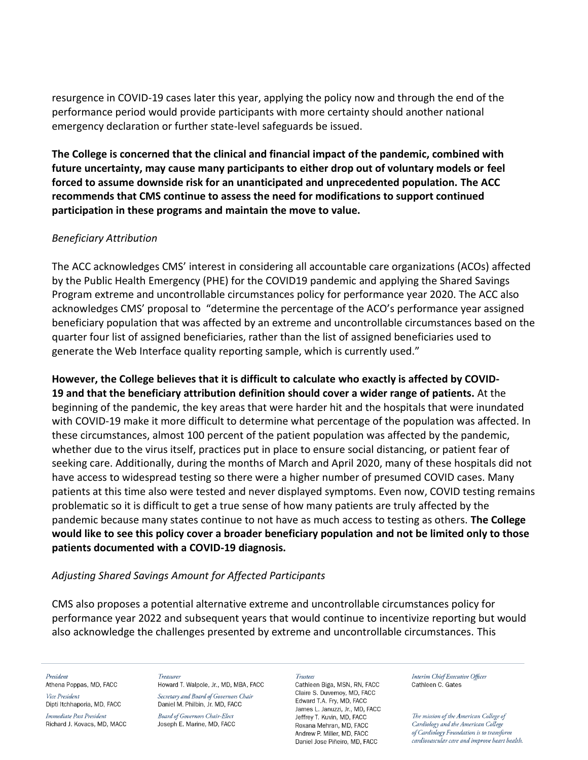resurgence in COVID-19 cases later this year, applying the policy now and through the end of the performance period would provide participants with more certainty should another national emergency declaration or further state-level safeguards be issued.

**The College is concerned that the clinical and financial impact of the pandemic, combined with future uncertainty, may cause many participants to either drop out of voluntary models or feel forced to assume downside risk for an unanticipated and unprecedented population. The ACC recommends that CMS continue to assess the need for modifications to support continued participation in these programs and maintain the move to value.**

*Beneficiary Attribution*

The ACC acknowledges CMS' interest in considering all accountable care organizations (ACOs) affected by the Public Health Emergency (PHE) for the COVID19 pandemic and applying the Shared Savings Program extreme and uncontrollable circumstances policy for performance year 2020. The ACC also acknowledges CMS' proposal to "determine the percentage of the ACO's performance year assigned beneficiary population that was affected by an extreme and uncontrollable circumstances based on the quarter four list of assigned beneficiaries, rather than the list of assigned beneficiaries used to generate the Web Interface quality reporting sample, which is currently used."

**However, the College believes that it is difficult to calculate who exactly is affected by COVID-19 and that the beneficiary attribution definition should cover a wider range of patients.** At the beginning of the pandemic, the key areas that were harder hit and the hospitals that were inundated with COVID-19 make it more difficult to determine what percentage of the population was affected. In these circumstances, almost 100 percent of the patient population was affected by the pandemic, whether due to the virus itself, practices put in place to ensure social distancing, or patient fear of seeking care. Additionally, during the months of March and April 2020, many of these hospitals did not have access to widespread testing so there were a higher number of presumed COVID cases. Many patients at this time also were tested and never displayed symptoms. Even now, COVID testing remains problematic so it is difficult to get a true sense of how many patients are truly affected by the pandemic because many states continue to not have as much access to testing as others. **The College would like to see this policy cover a broader beneficiary population and not be limited only to those patients documented with a COVID-19 diagnosis.**

*Adjusting Shared Savings Amount for Affected Participants*

CMS also proposes a potential alternative extreme and uncontrollable circumstances policy for performance year 2022 and subsequent years that would continue to incentivize reporting but would also acknowledge the challenges presented by extreme and uncontrollable circumstances. This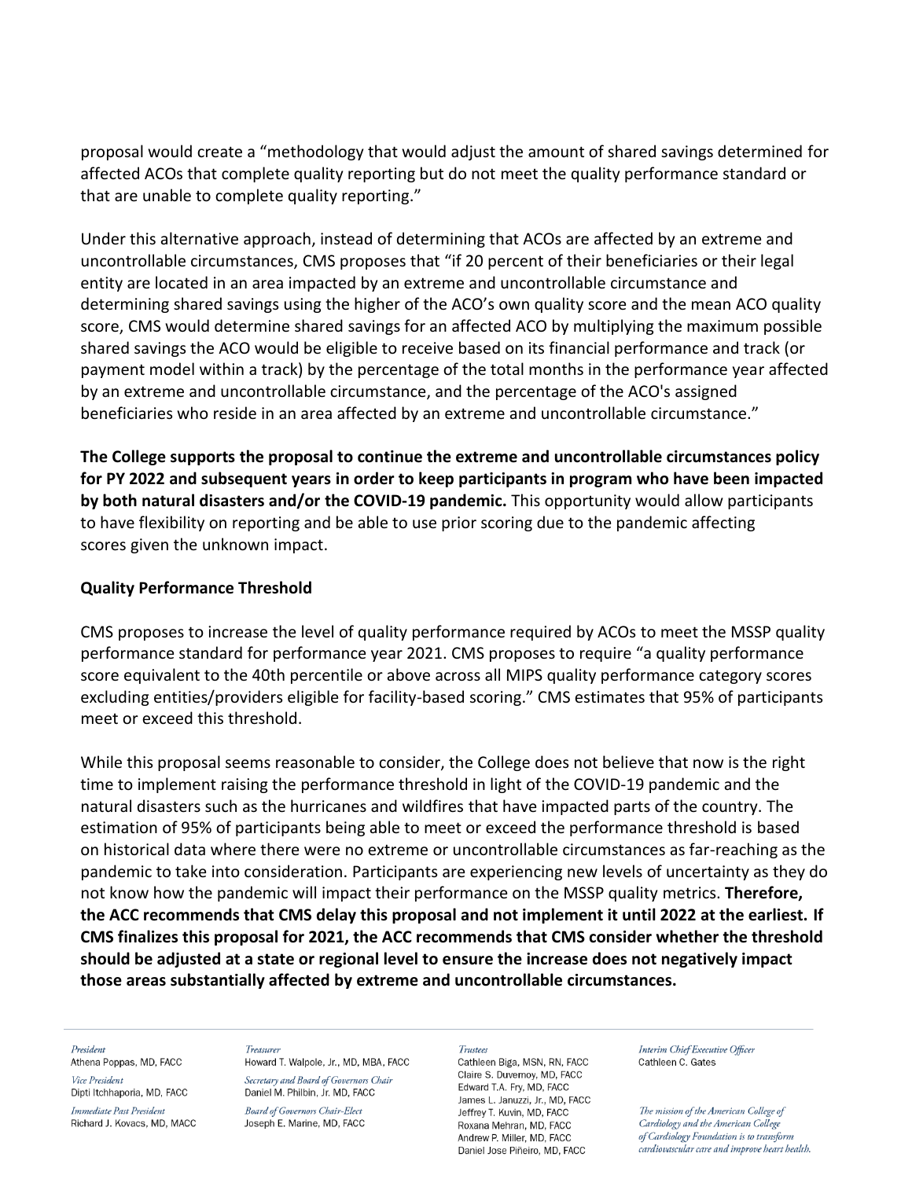proposal would create a "methodology that would adjust the amount of shared savings determined for affected ACOs that complete quality reporting but do not meet the quality performance standard or that are unable to complete quality reporting."

Under this alternative approach, instead of determining that ACOs are affected by an extreme and uncontrollable circumstances, CMS proposes that "if 20 percent of their beneficiaries or their legal entity are located in an area impacted by an extreme and uncontrollable circumstance and determining shared savings using the higher of the ACO's own quality score and the mean ACO quality score, CMS would determine shared savings for an affected ACO by multiplying the maximum possible shared savings the ACO would be eligible to receive based on its financial performance and track (or payment model within a track) by the percentage of the total months in the performance year affected by an extreme and uncontrollable circumstance, and the percentage of the ACO's assigned beneficiaries who reside in an area affected by an extreme and uncontrollable circumstance."

**The College supports the proposal to continue the extreme and uncontrollable circumstances policy for PY 2022 and subsequent years in order to keep participants in program who have been impacted by both natural disasters and/or the COVID-19 pandemic.** This opportunity would allow participants to have flexibility on reporting and be able to use prior scoring due to the pandemic affecting scores given the unknown impact.

**Quality Performance Threshold**

CMS proposes to increase the level of quality performance required by ACOs to meet the MSSP quality performance standard for performance year 2021. CMS proposes to require "a quality performance score equivalent to the 40th percentile or above across all MIPS quality performance category scores excluding entities/providers eligible for facility-based scoring." CMS estimates that 95% of participants meet or exceed this threshold.

While this proposal seems reasonable to consider, the College does not believe that now is the right time to implement raising the performance threshold in light of the COVID-19 pandemic and the natural disasters such as the hurricanes and wildfires that have impacted parts of the country. The estimation of 95% of participants being able to meet or exceed the performance threshold is based on historical data where there were no extreme or uncontrollable circumstances as far-reaching as the pandemic to take into consideration. Participants are experiencing new levels of uncertainty as they do not know how the pandemic will impact their performance on the MSSP quality metrics. **Therefore, the ACC recommends that CMS delay this proposal and not implement it until 2022 at the earliest. If CMS finalizes this proposal for 2021, the ACC recommends that CMS consider whether the threshold should be adjusted at a state or regional level to ensure the increase does not negatively impact those areas substantially affected by extreme and uncontrollable circumstances.**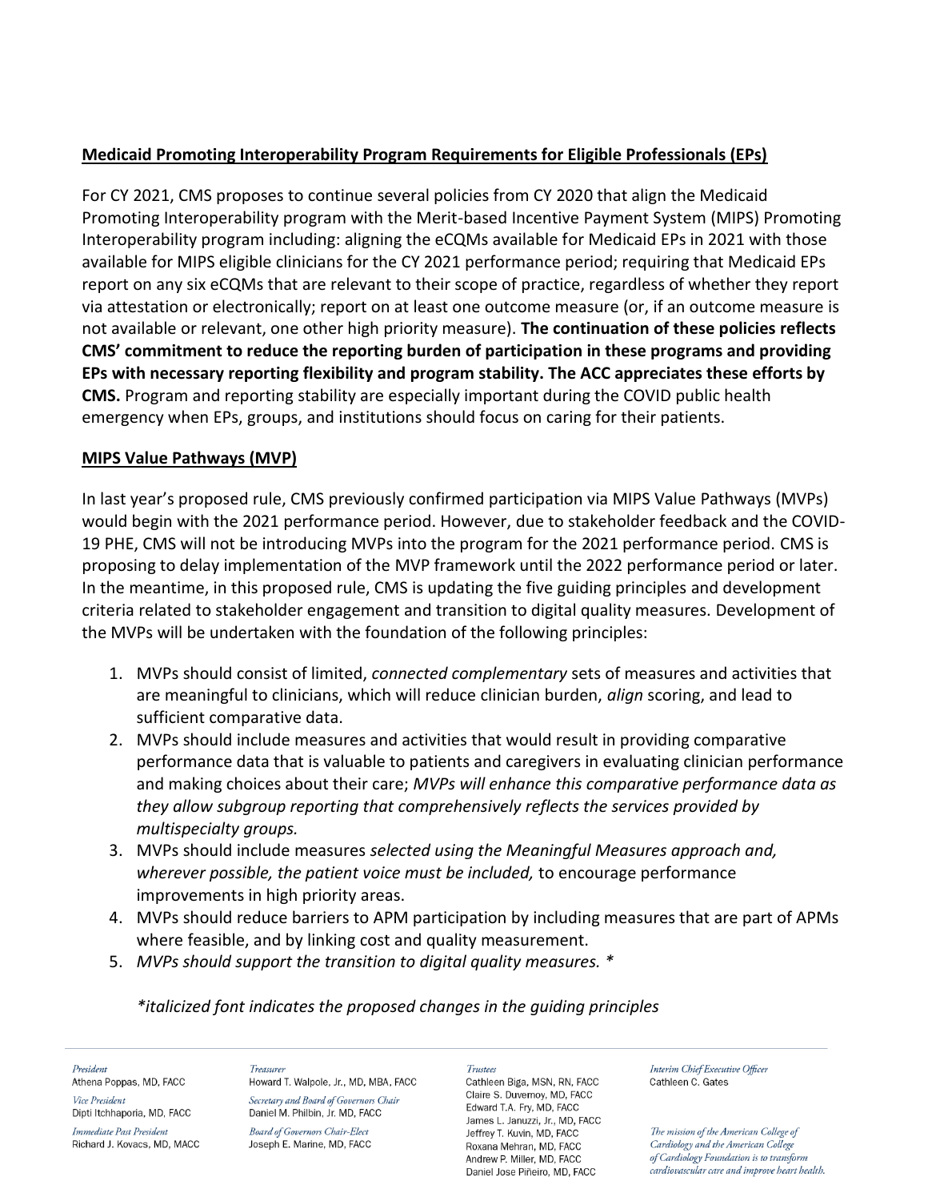**Medicaid Promoting Interoperability Program Requirements for Eligible Professionals (EPs)**

For CY 2021, CMS proposes to continue several policies from CY 2020 that align the Medicaid Promoting Interoperability program with the Merit-based Incentive Payment System (MIPS) Promoting Interoperability program including: aligning the eCQMs available for Medicaid EPs in 2021 with those available for MIPS eligible clinicians for the CY 2021 performance period; requiring that Medicaid EPs report on any six eCQMs that are relevant to their scope of practice, regardless of whether they report via attestation or electronically; report on at least one outcome measure (or, if an outcome measure is not available or relevant, one other high priority measure). **The continuation of these policies reflects CMS' commitment to reduce the reporting burden of participation in these programs and providing EPs with necessary reporting flexibility and program stability. The ACC appreciates these efforts by CMS.** Program and reporting stability are especially important during the COVID public health emergency when EPs, groups, and institutions should focus on caring for their patients.

**MIPS Value Pathways (MVP)**

In last year's proposed rule, CMS previously confirmed participation via MIPS Value Pathways (MVPs) would begin with the 2021 performance period. However, due to stakeholder feedback and the COVID-19 PHE, CMS will not be introducing MVPs into the program for the 2021 performance period. CMS is proposing to delay implementation of the MVP framework until the 2022 performance period or later. In the meantime, in this proposed rule, CMS is updating the five guiding principles and development criteria related to stakeholder engagement and transition to digital quality measures. Development of the MVPs will be undertaken with the foundation of the following principles:

1. MVPs should consist of limited, *connected complementary* sets of measures and activities that are meaningful to clinicians, which will reduce clinician burden, *align* scoring, and lead to sufficient comparative data.
2. MVPs should include measures and activities that would result in providing comparative performance data that is valuable to patients and caregivers in evaluating clinician performance and making choices about their care; *MVPs will enhance this comparative performance data as they allow subgroup reporting that comprehensively reflects the services provided by multispecialty groups.*
3. MVPs should include measures *selected using the Meaningful Measures approach and, wherever possible, the patient voice must be included,* to encourage performance improvements in high priority areas.
4. MVPs should reduce barriers to APM participation by including measures that are part of APMs where feasible, and by linking cost and quality measurement.
5. *MVPs should support the transition to digital quality measures. **

*\*italicized font indicates the proposed changes in the guiding principles*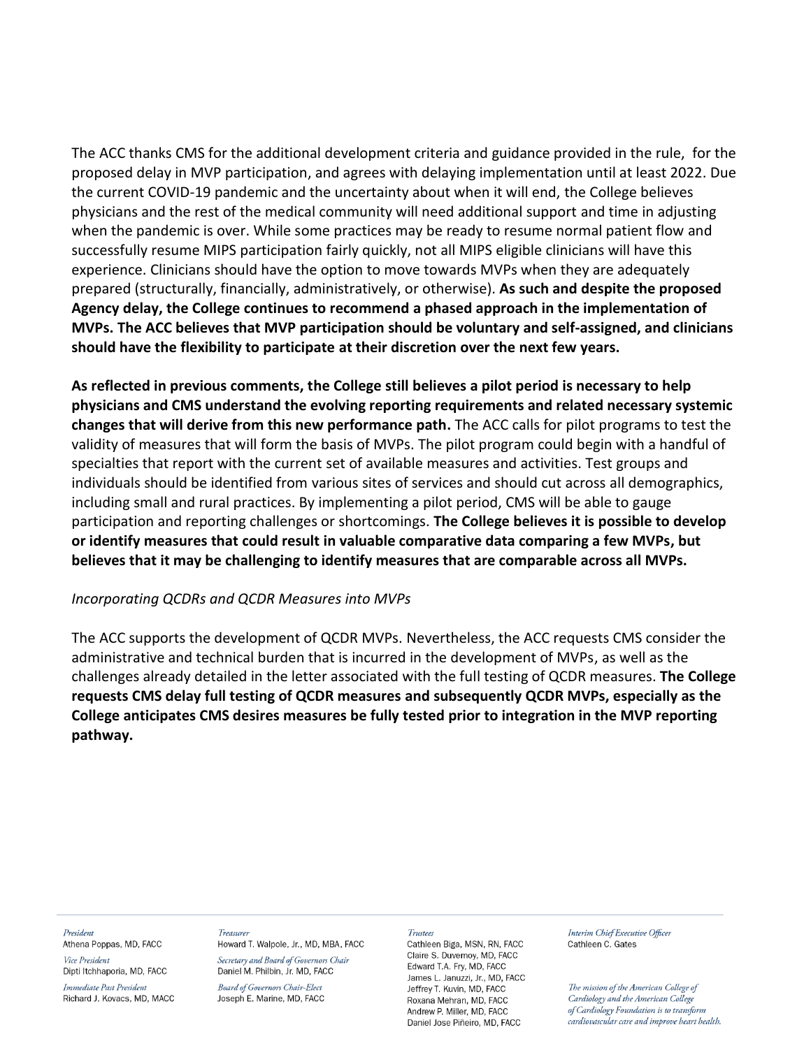The ACC thanks CMS for the additional development criteria and guidance provided in the rule, for the proposed delay in MVP participation, and agrees with delaying implementation until at least 2022. Due the current COVID-19 pandemic and the uncertainty about when it will end, the College believes physicians and the rest of the medical community will need additional support and time in adjusting when the pandemic is over. While some practices may be ready to resume normal patient flow and successfully resume MIPS participation fairly quickly, not all MIPS eligible clinicians will have this experience. Clinicians should have the option to move towards MVPs when they are adequately prepared (structurally, financially, administratively, or otherwise). **As such and despite the proposed Agency delay, the College continues to recommend a phased approach in the implementation of MVPs. The ACC believes that MVP participation should be voluntary and self-assigned, and clinicians should have the flexibility to participate at their discretion over the next few years.**

**As reflected in previous comments, the College still believes a pilot period is necessary to help physicians and CMS understand the evolving reporting requirements and related necessary systemic changes that will derive from this new performance path.** The ACC calls for pilot programs to test the validity of measures that will form the basis of MVPs. The pilot program could begin with a handful of specialties that report with the current set of available measures and activities. Test groups and individuals should be identified from various sites of services and should cut across all demographics, including small and rural practices. By implementing a pilot period, CMS will be able to gauge participation and reporting challenges or shortcomings. **The College believes it is possible to develop or identify measures that could result in valuable comparative data comparing a few MVPs, but believes that it may be challenging to identify measures that are comparable across all MVPs.**

*Incorporating QCDRs and QCDR Measures into MVPs*

The ACC supports the development of QCDR MVPs. Nevertheless, the ACC requests CMS consider the administrative and technical burden that is incurred in the development of MVPs, as well as the challenges already detailed in the letter associated with the full testing of QCDR measures. **The College requests CMS delay full testing of QCDR measures and subsequently QCDR MVPs, especially as the College anticipates CMS desires measures be fully tested prior to integration in the MVP reporting pathway.**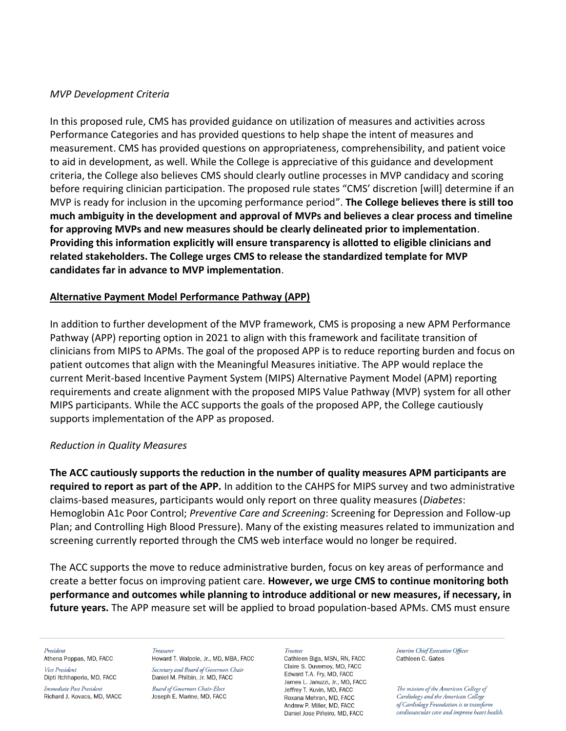*MVP Development Criteria*

In this proposed rule, CMS has provided guidance on utilization of measures and activities across Performance Categories and has provided questions to help shape the intent of measures and measurement. CMS has provided questions on appropriateness, comprehensibility, and patient voice to aid in development, as well. While the College is appreciative of this guidance and development criteria, the College also believes CMS should clearly outline processes in MVP candidacy and scoring before requiring clinician participation. The proposed rule states "CMS' discretion [will] determine if an MVP is ready for inclusion in the upcoming performance period". **The College believes there is still too much ambiguity in the development and approval of MVPs and believes a clear process and timeline for approving MVPs and new measures should be clearly delineated prior to implementation**. **Providing this information explicitly will ensure transparency is allotted to eligible clinicians and related stakeholders. The College urges CMS to release the standardized template for MVP candidates far in advance to MVP implementation**.

## Alternative Payment Model Performance Pathway (APP)

In addition to further development of the MVP framework, CMS is proposing a new APM Performance Pathway (APP) reporting option in 2021 to align with this framework and facilitate transition of clinicians from MIPS to APMs. The goal of the proposed APP is to reduce reporting burden and focus on patient outcomes that align with the Meaningful Measures initiative. The APP would replace the current Merit-based Incentive Payment System (MIPS) Alternative Payment Model (APM) reporting requirements and create alignment with the proposed MIPS Value Pathway (MVP) system for all other MIPS participants. While the ACC supports the goals of the proposed APP, the College cautiously supports implementation of the APP as proposed.

*Reduction in Quality Measures*

**The ACC cautiously supports the reduction in the number of quality measures APM participants are required to report as part of the APP.** In addition to the CAHPS for MIPS survey and two administrative claims-based measures, participants would only report on three quality measures (*Diabetes*: Hemoglobin A1c Poor Control; *Preventive Care and Screening*: Screening for Depression and Follow-up Plan; and Controlling High Blood Pressure). Many of the existing measures related to immunization and screening currently reported through the CMS web interface would no longer be required.

The ACC supports the move to reduce administrative burden, focus on key areas of performance and create a better focus on improving patient care. **However, we urge CMS to continue monitoring both performance and outcomes while planning to introduce additional or new measures, if necessary, in future years.** The APP measure set will be applied to broad population-based APMs. CMS must ensure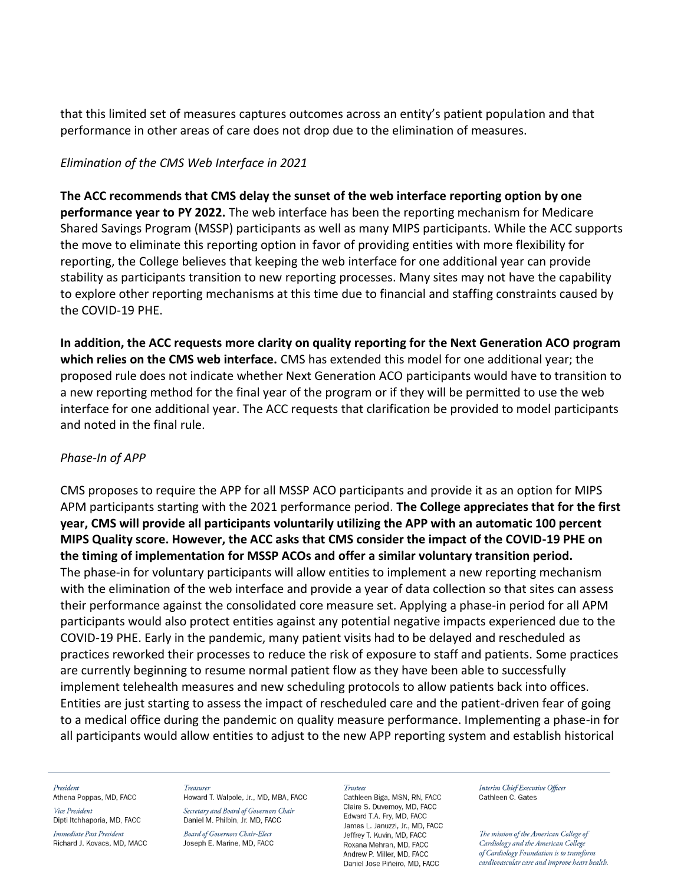that this limited set of measures captures outcomes across an entity's patient population and that performance in other areas of care does not drop due to the elimination of measures.

*Elimination of the CMS Web Interface in 2021*

**The ACC recommends that CMS delay the sunset of the web interface reporting option by one performance year to PY 2022.** The web interface has been the reporting mechanism for Medicare Shared Savings Program (MSSP) participants as well as many MIPS participants. While the ACC supports the move to eliminate this reporting option in favor of providing entities with more flexibility for reporting, the College believes that keeping the web interface for one additional year can provide stability as participants transition to new reporting processes. Many sites may not have the capability to explore other reporting mechanisms at this time due to financial and staffing constraints caused by the COVID-19 PHE.

**In addition, the ACC requests more clarity on quality reporting for the Next Generation ACO program which relies on the CMS web interface.** CMS has extended this model for one additional year; the proposed rule does not indicate whether Next Generation ACO participants would have to transition to a new reporting method for the final year of the program or if they will be permitted to use the web interface for one additional year. The ACC requests that clarification be provided to model participants and noted in the final rule.

*Phase-In of APP*

CMS proposes to require the APP for all MSSP ACO participants and provide it as an option for MIPS APM participants starting with the 2021 performance period. **The College appreciates that for the first year, CMS will provide all participants voluntarily utilizing the APP with an automatic 100 percent MIPS Quality score. However, the ACC asks that CMS consider the impact of the COVID-19 PHE on the timing of implementation for MSSP ACOs and offer a similar voluntary transition period.** The phase-in for voluntary participants will allow entities to implement a new reporting mechanism with the elimination of the web interface and provide a year of data collection so that sites can assess their performance against the consolidated core measure set. Applying a phase-in period for all APM participants would also protect entities against any potential negative impacts experienced due to the COVID-19 PHE. Early in the pandemic, many patient visits had to be delayed and rescheduled as practices reworked their processes to reduce the risk of exposure to staff and patients. Some practices are currently beginning to resume normal patient flow as they have been able to successfully implement telehealth measures and new scheduling protocols to allow patients back into offices. Entities are just starting to assess the impact of rescheduled care and the patient-driven fear of going to a medical office during the pandemic on quality measure performance. Implementing a phase-in for all participants would allow entities to adjust to the new APP reporting system and establish historical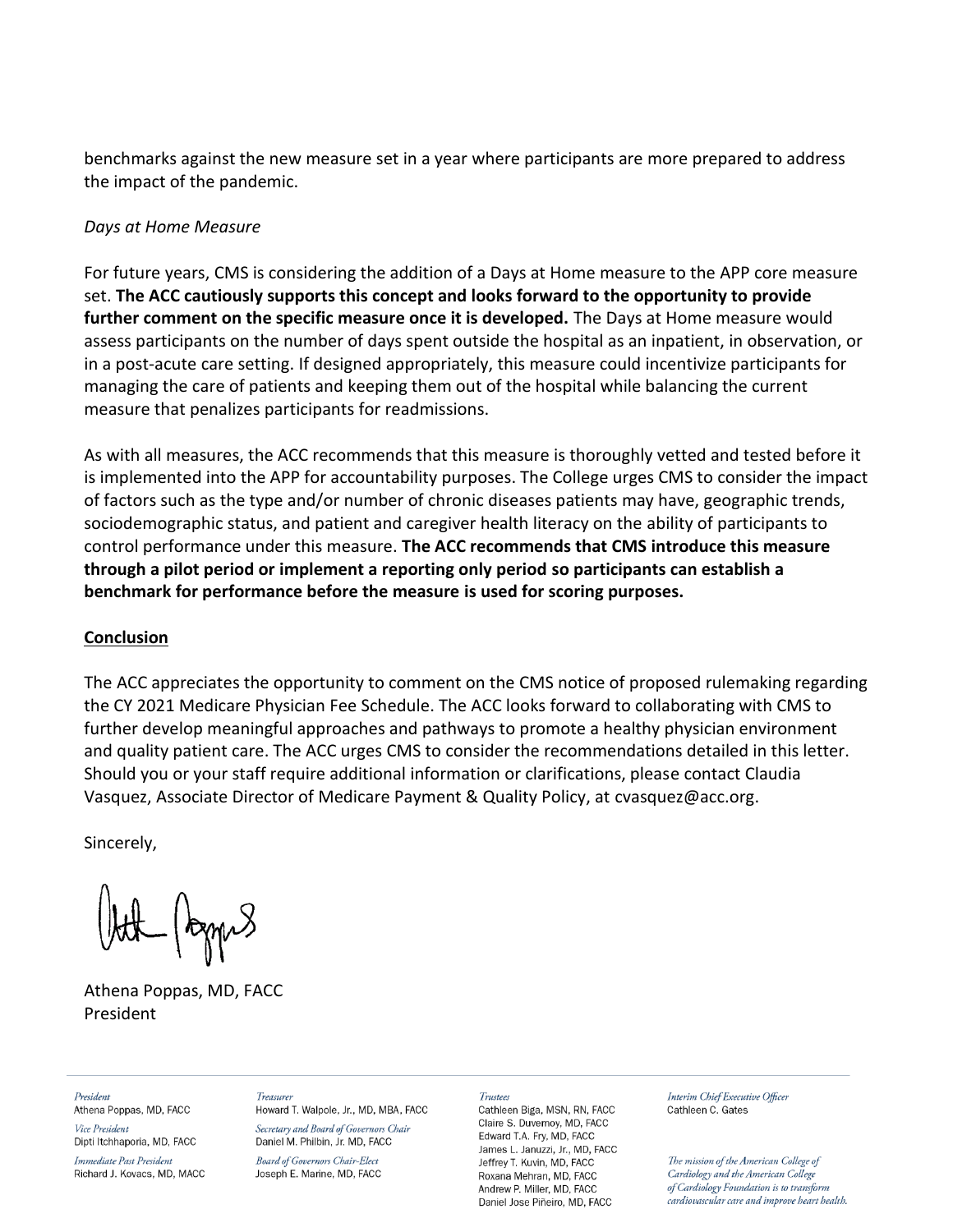benchmarks against the new measure set in a year where participants are more prepared to address the impact of the pandemic.

*Days at Home Measure*

For future years, CMS is considering the addition of a Days at Home measure to the APP core measure set. **The ACC cautiously supports this concept and looks forward to the opportunity to provide further comment on the specific measure once it is developed.** The Days at Home measure would assess participants on the number of days spent outside the hospital as an inpatient, in observation, or in a post-acute care setting. If designed appropriately, this measure could incentivize participants for managing the care of patients and keeping them out of the hospital while balancing the current measure that penalizes participants for readmissions.

As with all measures, the ACC recommends that this measure is thoroughly vetted and tested before it is implemented into the APP for accountability purposes. The College urges CMS to consider the impact of factors such as the type and/or number of chronic diseases patients may have, geographic trends, sociodemographic status, and patient and caregiver health literacy on the ability of participants to control performance under this measure. **The ACC recommends that CMS introduce this measure through a pilot period or implement a reporting only period so participants can establish a benchmark for performance before the measure is used for scoring purposes.**

## Conclusion

The ACC appreciates the opportunity to comment on the CMS notice of proposed rulemaking regarding the CY 2021 Medicare Physician Fee Schedule. The ACC looks forward to collaborating with CMS to further develop meaningful approaches and pathways to promote a healthy physician environment and quality patient care. The ACC urges CMS to consider the recommendations detailed in this letter. Should you or your staff require additional information or clarifications, please contact Claudia Vasquez, Associate Director of Medicare Payment & Quality Policy, at cvasquez@acc.org.

Sincerely,

Athena Poppas, MD, FACC
President

*President*
Athena Poppas, MD, FACC

*Vice President*
Dipti Itchhaporia, MD, FACC

*Immediate Past President*
Richard J. Kovacs, MD, MACC

*Treasurer*
Howard T. Walpole, Jr., MD, MBA, FACC

*Secretary and Board of Governors Chair*
Daniel M. Philbin, Jr. MD, FACC

*Board of Governors Chair-Elect*
Joseph E. Marine, MD, FACC

*Trustees*
Cathleen Biga, MSN, RN, FACC
Claire S. Duvernoy, MD, FACC
Edward T.A. Fry, MD, FACC
James L. Januzzi, Jr., MD, FACC
Jeffrey T. Kuvin, MD, FACC
Roxana Mehran, MD, FACC
Andrew P. Miller, MD, FACC
Daniel Jose Piñeiro, MD, FACC

*Interim Chief Executive Officer*
Cathleen C. Gates

*The mission of the American College of Cardiology and the American College of Cardiology Foundation is to transform cardiovascular care and improve heart health.*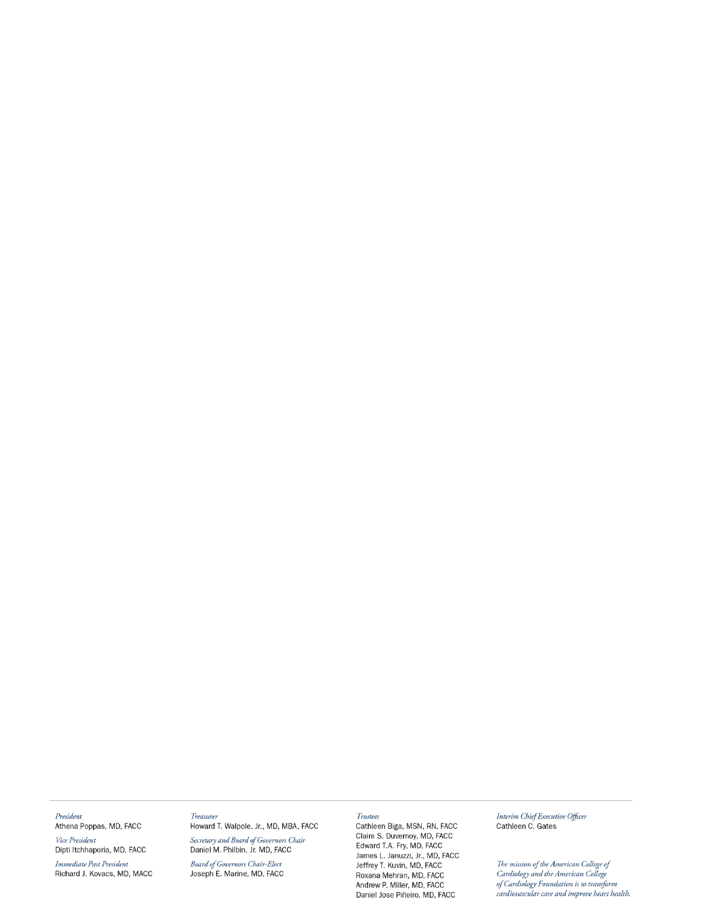*President*
Athena Poppas, MD, FACC

*Vice President*
Dipti Itchhaporia, MD, FACC

*Immediate Past President*
Richard J. Kovacs, MD, MACC

*Treasurer*
Howard T. Walpole, Jr., MD, MBA, FACC

*Secretary and Board of Governors Chair*
Daniel M. Philbin, Jr. MD, FACC

*Board of Governors Chair-Elect*
Joseph E. Marine, MD, FACC

*Trustees*
Cathleen Biga, MSN, RN, FACC
Claire S. Duvernoy, MD, FACC
Edward T.A. Fry, MD, FACC
James L. Januzzi, Jr., MD, FACC
Jeffrey T. Kuvin, MD, FACC
Roxana Mehran, MD, FACC
Andrew P. Miller, MD, FACC
Daniel Jose Piñeiro, MD, FACC

*Interim Chief Executive Officer*
Cathleen C. Gates

*The mission of the American College of Cardiology and the American College of Cardiology Foundation is to transform cardiovascular care and improve heart health.*